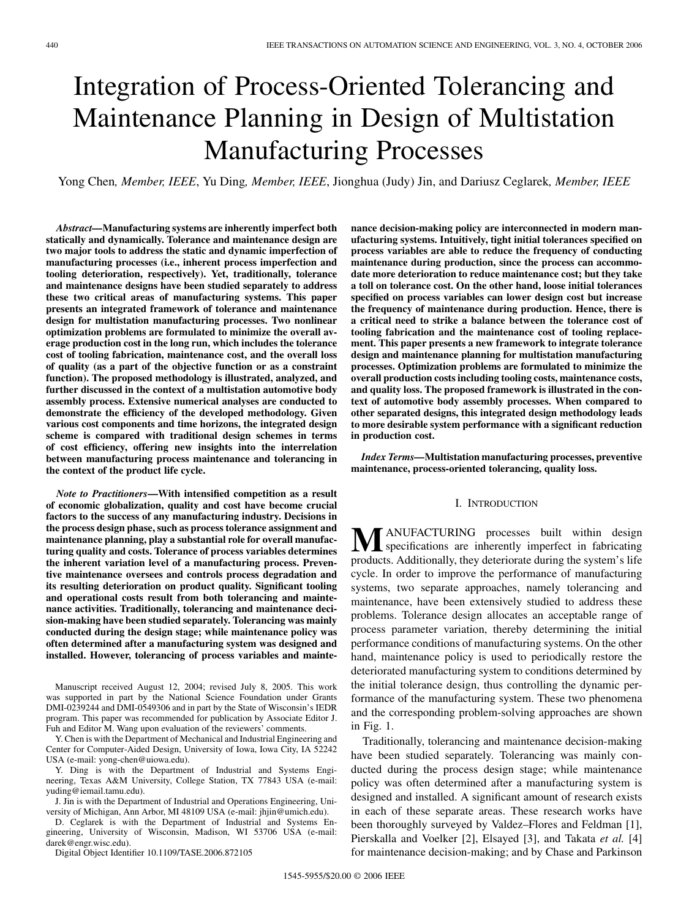# Integration of Process-Oriented Tolerancing and Maintenance Planning in Design of Multistation Manufacturing Processes

Yong Chen, *Member, IEEE*, Yu Ding, *Member, IEEE*, Jionghua (Judy) Jin, and Dariusz Ceglarek, *Member, IEEE*

***Abstract*—Manufacturing systems are inherently imperfect both statically and dynamically. Tolerance and maintenance design are two major tools to address the static and dynamic imperfection of manufacturing processes (i.e., inherent process imperfection and tooling deterioration, respectively). Yet, traditionally, tolerance and maintenance designs have been studied separately to address these two critical areas of manufacturing systems. This paper presents an integrated framework of tolerance and maintenance design for multistation manufacturing processes. Two nonlinear optimization problems are formulated to minimize the overall average production cost in the long run, which includes the tolerance cost of tooling fabrication, maintenance cost, and the overall loss of quality (as a part of the objective function or as a constraint function). The proposed methodology is illustrated, analyzed, and further discussed in the context of a multistation automotive body assembly process. Extensive numerical analyses are conducted to demonstrate the efficiency of the developed methodology. Given various cost components and time horizons, the integrated design scheme is compared with traditional design schemes in terms of cost efficiency, offering new insights into the interrelation between manufacturing process maintenance and tolerancing in the context of the product life cycle.**

***Note to Practitioners*—With intensified competition as a result of economic globalization, quality and cost have become crucial factors to the success of any manufacturing industry. Decisions in the process design phase, such as process tolerance assignment and maintenance planning, play a substantial role for overall manufacturing quality and costs. Tolerance of process variables determines the inherent variation level of a manufacturing process. Preventive maintenance oversees and controls process degradation and its resulting deterioration on product quality. Significant tooling and operational costs result from both tolerancing and maintenance activities. Traditionally, tolerancing and maintenance decision-making have been studied separately. Tolerancing was mainly conducted during the design stage; while maintenance policy was often determined after a manufacturing system was designed and installed. However, tolerancing of process variables and maintenance decision-making policy are interconnected in modern manufacturing systems. Intuitively, tight initial tolerances specified on process variables are able to reduce the frequency of conducting maintenance during production, since the process can accommodate more deterioration to reduce maintenance cost; but they take a toll on tolerance cost. On the other hand, loose initial tolerances specified on process variables can lower design cost but increase the frequency of maintenance during production. Hence, there is a critical need to strike a balance between the tolerance cost of tooling fabrication and the maintenance cost of tooling replacement. This paper presents a new framework to integrate tolerance design and maintenance planning for multistation manufacturing processes. Optimization problems are formulated to minimize the overall production costs including tooling costs, maintenance costs, and quality loss. The proposed framework is illustrated in the context of automotive body assembly processes. When compared to other separated designs, this integrated design methodology leads to more desirable system performance with a significant reduction in production cost.**

***Index Terms*—Multistation manufacturing processes, preventive maintenance, process-oriented tolerancing, quality loss.**

Manuscript received August 12, 2004; revised July 8, 2005. This work was supported in part by the National Science Foundation under Grants DMI-0239244 and DMI-0549306 and in part by the State of Wisconsin's IEDR program. This paper was recommended for publication by Associate Editor J. Fuh and Editor M. Wang upon evaluation of the reviewers' comments.

Y. Chen is with the Department of Mechanical and Industrial Engineering and Center for Computer-Aided Design, University of Iowa, Iowa City, IA 52242 USA (e-mail: yong-chen@uiowa.edu).

Y. Ding is with the Department of Industrial and Systems Engineering, Texas A&M University, College Station, TX 77843 USA (e-mail: yuding@iemail.tamu.edu).

J. Jin is with the Department of Industrial and Operations Engineering, University of Michigan, Ann Arbor, MI 48109 USA (e-mail: jhjin@umich.edu).

D. Ceglarek is with the Department of Industrial and Systems Engineering, University of Wisconsin, Madison, WI 53706 USA (e-mail: darek@engr.wisc.edu).

Digital Object Identifier 10.1109/TASE.2006.872105

## I. Introduction

Manufacturing processes built within design specifications are inherently imperfect in fabricating products. Additionally, they deteriorate during the system's life cycle. In order to improve the performance of manufacturing systems, two separate approaches, namely tolerancing and maintenance, have been extensively studied to address these problems. Tolerance design allocates an acceptable range of process parameter variation, thereby determining the initial performance conditions of manufacturing systems. On the other hand, maintenance policy is used to periodically restore the deteriorated manufacturing system to conditions determined by the initial tolerance design, thus controlling the dynamic performance of the manufacturing system. These two phenomena and the corresponding problem-solving approaches are shown in Fig. 1.

Traditionally, tolerancing and maintenance decision-making have been studied separately. Tolerancing was mainly conducted during the process design stage; while maintenance policy was often determined after a manufacturing system is designed and installed. A significant amount of research exists in each of these separate areas. These research works have been thoroughly surveyed by Valdez–Flores and Feldman [1], Pierskalla and Voelker [2], Elsayed [3], and Takata *et al.* [4] for maintenance decision-making; and by Chase and Parkinson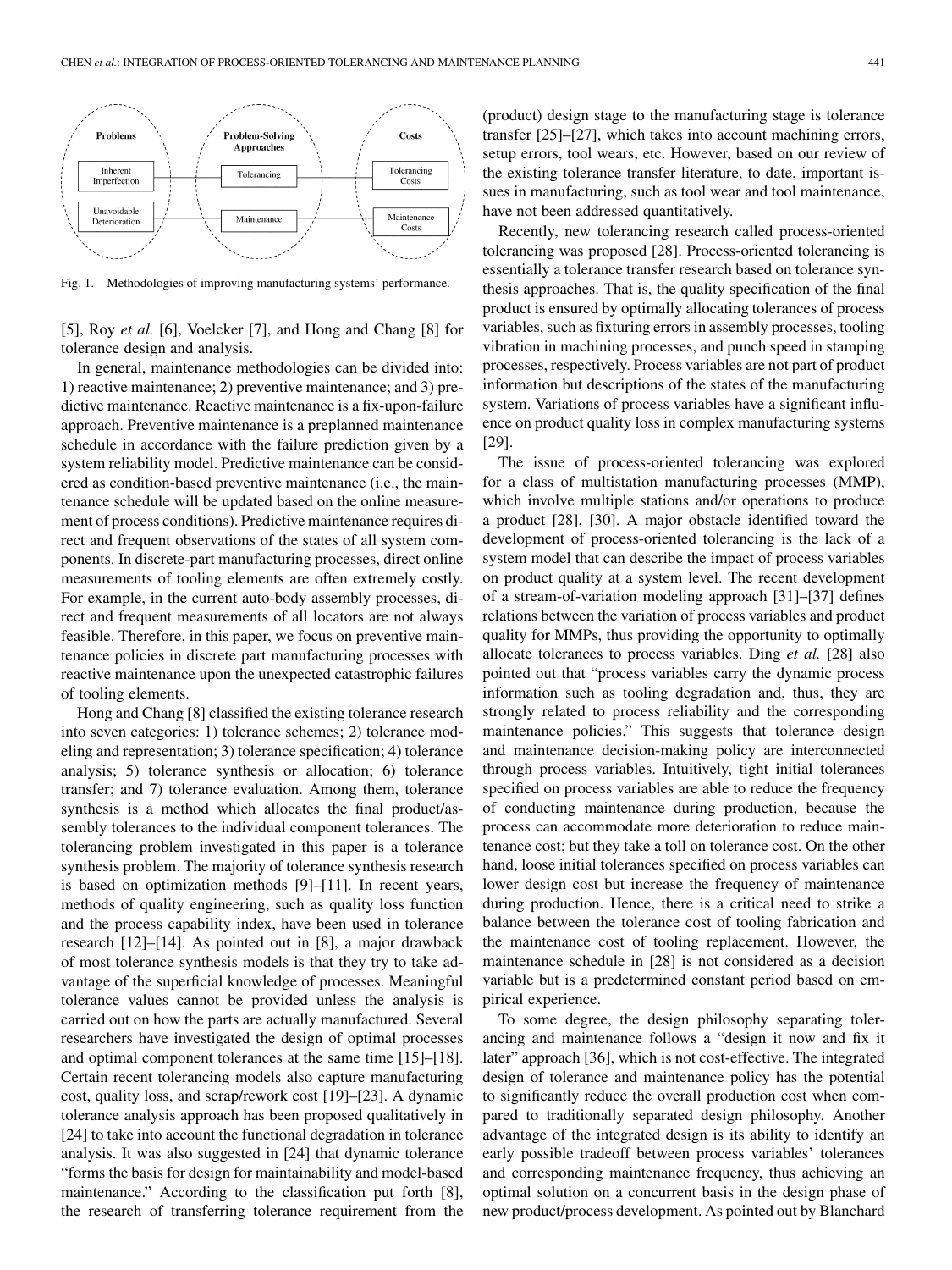Problems

Inherent Imperfection

Unavoidable Deterioration

Problem-Solving Approaches

Tolerancing

Maintenance

Costs

Tolerancing Costs

Maintenance Costs

Fig. 1. Methodologies of improving manufacturing systems' performance.

[5], Roy *et al.* [6], Voelcker [7], and Hong and Chang [8] for tolerance design and analysis.

In general, maintenance methodologies can be divided into: 1) reactive maintenance; 2) preventive maintenance; and 3) predictive maintenance. Reactive maintenance is a fix-upon-failure approach. Preventive maintenance is a preplanned maintenance schedule in accordance with the failure prediction given by a system reliability model. Predictive maintenance can be considered as condition-based preventive maintenance (i.e., the maintenance schedule will be updated based on the online measurement of process conditions). Predictive maintenance requires direct and frequent observations of the states of all system components. In discrete-part manufacturing processes, direct online measurements of tooling elements are often extremely costly. For example, in the current auto-body assembly processes, direct and frequent measurements of all locators are not always feasible. Therefore, in this paper, we focus on preventive maintenance policies in discrete part manufacturing processes with reactive maintenance upon the unexpected catastrophic failures of tooling elements.

Hong and Chang [8] classified the existing tolerance research into seven categories: 1) tolerance schemes; 2) tolerance modeling and representation; 3) tolerance specification; 4) tolerance analysis; 5) tolerance synthesis or allocation; 6) tolerance transfer; and 7) tolerance evaluation. Among them, tolerance synthesis is a method which allocates the final product/assembly tolerances to the individual component tolerances. The tolerancing problem investigated in this paper is a tolerance synthesis problem. The majority of tolerance synthesis research is based on optimization methods [9]–[11]. In recent years, methods of quality engineering, such as quality loss function and the process capability index, have been used in tolerance research [12]–[14]. As pointed out in [8], a major drawback of most tolerance synthesis models is that they try to take advantage of the superficial knowledge of processes. Meaningful tolerance values cannot be provided unless the analysis is carried out on how the parts are actually manufactured. Several researchers have investigated the design of optimal processes and optimal component tolerances at the same time [15]–[18]. Certain recent tolerancing models also capture manufacturing cost, quality loss, and scrap/rework cost [19]–[23]. A dynamic tolerance analysis approach has been proposed qualitatively in [24] to take into account the functional degradation in tolerance analysis. It was also suggested in [24] that dynamic tolerance "forms the basis for design for maintainability and model-based maintenance." According to the classification put forth [8], the research of transferring tolerance requirement from the (product) design stage to the manufacturing stage is tolerance transfer [25]–[27], which takes into account machining errors, setup errors, tool wears, etc. However, based on our review of the existing tolerance transfer literature, to date, important issues in manufacturing, such as tool wear and tool maintenance, have not been addressed quantitatively.

Recently, new tolerancing research called process-oriented tolerancing was proposed [28]. Process-oriented tolerancing is essentially a tolerance transfer research based on tolerance synthesis approaches. That is, the quality specification of the final product is ensured by optimally allocating tolerances of process variables, such as fixturing errors in assembly processes, tooling vibration in machining processes, and punch speed in stamping processes, respectively. Process variables are not part of product information but descriptions of the states of the manufacturing system. Variations of process variables have a significant influence on product quality loss in complex manufacturing systems [29].

The issue of process-oriented tolerancing was explored for a class of multistation manufacturing processes (MMP), which involve multiple stations and/or operations to produce a product [28], [30]. A major obstacle identified toward the development of process-oriented tolerancing is the lack of a system model that can describe the impact of process variables on product quality at a system level. The recent development of a stream-of-variation modeling approach [31]–[37] defines relations between the variation of process variables and product quality for MMPs, thus providing the opportunity to optimally allocate tolerances to process variables. Ding *et al.* [28] also pointed out that "process variables carry the dynamic process information such as tooling degradation and, thus, they are strongly related to process reliability and the corresponding maintenance policies." This suggests that tolerance design and maintenance decision-making policy are interconnected through process variables. Intuitively, tight initial tolerances specified on process variables are able to reduce the frequency of conducting maintenance during production, because the process can accommodate more deterioration to reduce maintenance cost; but they take a toll on tolerance cost. On the other hand, loose initial tolerances specified on process variables can lower design cost but increase the frequency of maintenance during production. Hence, there is a critical need to strike a balance between the tolerance cost of tooling fabrication and the maintenance cost of tooling replacement. However, the maintenance schedule in [28] is not considered as a decision variable but is a predetermined constant period based on empirical experience.

To some degree, the design philosophy separating tolerancing and maintenance follows a "design it now and fix it later" approach [36], which is not cost-effective. The integrated design of tolerance and maintenance policy has the potential to significantly reduce the overall production cost when compared to traditionally separated design philosophy. Another advantage of the integrated design is its ability to identify an early possible tradeoff between process variables' tolerances and corresponding maintenance frequency, thus achieving an optimal solution on a concurrent basis in the design phase of new product/process development. As pointed out by Blanchard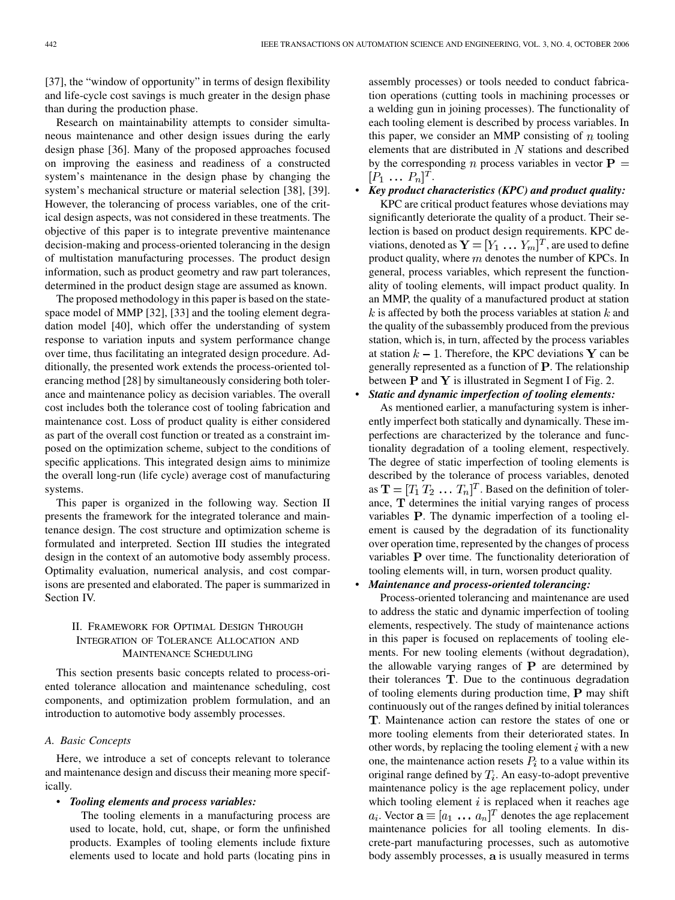[37], the "window of opportunity" in terms of design flexibility and life-cycle cost savings is much greater in the design phase than during the production phase.

Research on maintainability attempts to consider simultaneous maintenance and other design issues during the early design phase [36]. Many of the proposed approaches focused on improving the easiness and readiness of a constructed system's maintenance in the design phase by changing the system's mechanical structure or material selection [38], [39]. However, the tolerancing of process variables, one of the critical design aspects, was not considered in these treatments. The objective of this paper is to integrate preventive maintenance decision-making and process-oriented tolerancing in the design of multistation manufacturing processes. The product design information, such as product geometry and raw part tolerances, determined in the product design stage are assumed as known.

The proposed methodology in this paper is based on the state-space model of MMP [32], [33] and the tooling element degradation model [40], which offer the understanding of system response to variation inputs and system performance change over time, thus facilitating an integrated design procedure. Additionally, the presented work extends the process-oriented tolerancing method [28] by simultaneously considering both tolerance and maintenance policy as decision variables. The overall cost includes both the tolerance cost of tooling fabrication and maintenance cost. Loss of product quality is either considered as part of the overall cost function or treated as a constraint imposed on the optimization scheme, subject to the conditions of specific applications. This integrated design aims to minimize the overall long-run (life cycle) average cost of manufacturing systems.

This paper is organized in the following way. Section II presents the framework for the integrated tolerance and maintenance design. The cost structure and optimization scheme is formulated and interpreted. Section III studies the integrated design in the context of an automotive body assembly process. Optimality evaluation, numerical analysis, and cost comparisons are presented and elaborated. The paper is summarized in Section IV.

## II. Framework for Optimal Design Through Integration of Tolerance Allocation and Maintenance Scheduling

This section presents basic concepts related to process-oriented tolerance allocation and maintenance scheduling, cost components, and optimization problem formulation, and an introduction to automotive body assembly processes.

### A. Basic Concepts

Here, we introduce a set of concepts relevant to tolerance and maintenance design and discuss their meaning more specifically.

- ***Tooling elements and process variables:***
  The tooling elements in a manufacturing process are used to locate, hold, cut, shape, or form the unfinished products. Examples of tooling elements include fixture elements used to locate and hold parts (locating pins in assembly processes) or tools needed to conduct fabrication operations (cutting tools in machining processes or a welding gun in joining processes). The functionality of each tooling element is described by process variables. In this paper, we consider an MMP consisting of $n$ tooling elements that are distributed in $N$ stations and described by the corresponding $n$ process variables in vector $\mathbf{P} = [P_1 \ \ldots \ P_n]^T$.
- ***Key product characteristics (KPC) and product quality:***
  KPC are critical product features whose deviations may significantly deteriorate the quality of a product. Their selection is based on product design requirements. KPC deviations, denoted as $\mathbf{Y} = [Y_1 \ \ldots \ Y_m]^T$, are used to define product quality, where $m$ denotes the number of KPCs. In general, process variables, which represent the functionality of tooling elements, will impact product quality. In an MMP, the quality of a manufactured product at station $k$ is affected by both the process variables at station $k$ and the quality of the subassembly produced from the previous station, which is, in turn, affected by the process variables at station $k-1$. Therefore, the KPC deviations $\mathbf{Y}$ can be generally represented as a function of $\mathbf{P}$. The relationship between $\mathbf{P}$ and $\mathbf{Y}$ is illustrated in Segment I of Fig. 2.
- ***Static and dynamic imperfection of tooling elements:***
  As mentioned earlier, a manufacturing system is inherently imperfect both statically and dynamically. These imperfections are characterized by the tolerance and functionality degradation of a tooling element, respectively. The degree of static imperfection of tooling elements is described by the tolerance of process variables, denoted as $\mathbf{T} = [T_1 \ T_2 \ \ldots \ T_n]^T$. Based on the definition of tolerance, $\mathbf{T}$ determines the initial varying ranges of process variables $\mathbf{P}$. The dynamic imperfection of a tooling element is caused by the degradation of its functionality over operation time, represented by the changes of process variables $\mathbf{P}$ over time. The functionality deterioration of tooling elements will, in turn, worsen product quality.
- ***Maintenance and process-oriented tolerancing:***
  Process-oriented tolerancing and maintenance are used to address the static and dynamic imperfection of tooling elements, respectively. The study of maintenance actions in this paper is focused on replacements of tooling elements. For new tooling elements (without degradation), the allowable varying ranges of $\mathbf{P}$ are determined by their tolerances $\mathbf{T}$. Due to the continuous degradation of tooling elements during production time, $\mathbf{P}$ may shift continuously out of the ranges defined by initial tolerances $\mathbf{T}$. Maintenance action can restore the states of one or more tooling elements from their deteriorated states. In other words, by replacing the tooling element $i$ with a new one, the maintenance action resets $P_i$ to a value within its original range defined by $T_i$. An easy-to-adopt preventive maintenance policy is the age replacement policy, under which tooling element $i$ is replaced when it reaches age $a_i$. Vector $\mathbf{a} \equiv [a_1 \ \ldots \ a_n]^T$ denotes the age replacement maintenance policies for all tooling elements. In discrete-part manufacturing processes, such as automotive body assembly processes, $\mathbf{a}$ is usually measured in terms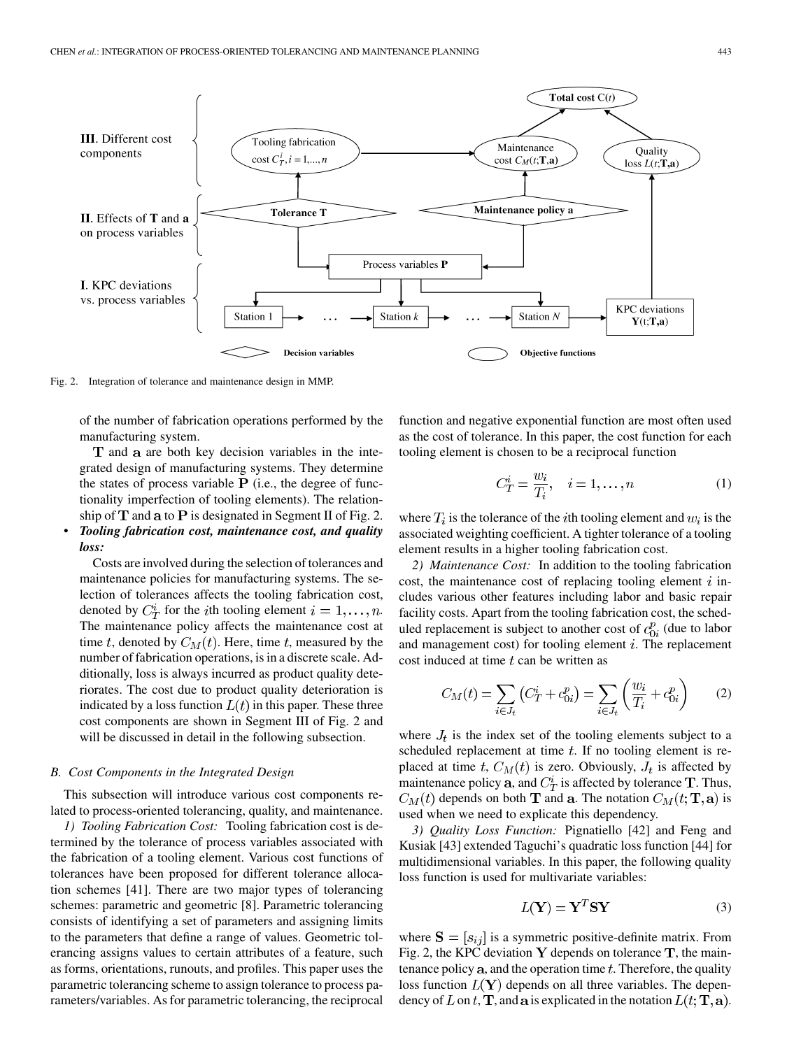III. Different cost components

II. Effects of **T** and **a** on process variables

I. KPC deviations vs. process variables

Tooling fabrication cost $C_T^i, i=1,...,n$

Maintenance cost $C_M(t;\mathbf{T},\mathbf{a})$

Total cost C(t)

Quality loss $L(t;\mathbf{T},\mathbf{a})$

Tolerance **T**

Maintenance policy **a**

Process variables **P**

Station 1 … Station k … Station N

KPC deviations $\mathbf{Y}(t;\mathbf{T},\mathbf{a})$

Decision variables

Objective functions

Fig. 2. Integration of tolerance and maintenance design in MMP.

of the number of fabrication operations performed by the manufacturing system.

$\mathbf{T}$ and $\mathbf{a}$ are both key decision variables in the integrated design of manufacturing systems. They determine the states of process variable $\mathbf{P}$ (i.e., the degree of functionality imperfection of tooling elements). The relationship of $\mathbf{T}$ and $\mathbf{a}$ to $\mathbf{P}$ is designated in Segment II of Fig. 2.

- ***Tooling fabrication cost, maintenance cost, and quality loss:***

  Costs are involved during the selection of tolerances and maintenance policies for manufacturing systems. The selection of tolerances affects the tooling fabrication cost, denoted by $C_T^i$ for the $i$th tooling element $i = 1, \ldots, n$. The maintenance policy affects the maintenance cost at time $t$, denoted by $C_M(t)$. Here, time $t$, measured by the number of fabrication operations, is in a discrete scale. Additionally, loss is always incurred as product quality deteriorates. The cost due to product quality deterioration is indicated by a loss function $L(t)$ in this paper. These three cost components are shown in Segment III of Fig. 2 and will be discussed in detail in the following subsection.

### B. Cost Components in the Integrated Design

This subsection will introduce various cost components related to process-oriented tolerancing, quality, and maintenance.

*1) Tooling Fabrication Cost:* Tooling fabrication cost is determined by the tolerance of process variables associated with the fabrication of a tooling element. Various cost functions of tolerances have been proposed for different tolerance allocation schemes [41]. There are two major types of tolerancing schemes: parametric and geometric [8]. Parametric tolerancing consists of identifying a set of parameters and assigning limits to the parameters that define a range of values. Geometric tolerancing assigns values to certain attributes of a feature, such as forms, orientations, runouts, and profiles. This paper uses the parametric tolerancing scheme to assign tolerance to process parameters/variables. As for parametric tolerancing, the reciprocal function and negative exponential function are most often used as the cost of tolerance. In this paper, the cost function for each tooling element is chosen to be a reciprocal function

$$C_T^i = \frac{w_i}{T_i}, \quad i = 1, \ldots, n \tag{1}$$

where $T_i$ is the tolerance of the $i$th tooling element and $w_i$ is the associated weighting coefficient. A tighter tolerance of a tooling element results in a higher tooling fabrication cost.

*2) Maintenance Cost:* In addition to the tooling fabrication cost, the maintenance cost of replacing tooling element $i$ includes various other features including labor and basic repair facility costs. Apart from the tooling fabrication cost, the scheduled replacement is subject to another cost of $c_{0i}^p$ (due to labor and management cost) for tooling element $i$. The replacement cost induced at time $t$ can be written as

$$C_M(t) = \sum_{i \in J_t} \left( C_T^i + c_{0i}^p \right) = \sum_{i \in J_t} \left( \frac{w_i}{T_i} + c_{0i}^p \right) \tag{2}$$

where $J_t$ is the index set of the tooling elements subject to a scheduled replacement at time $t$. If no tooling element is replaced at time $t$, $C_M(t)$ is zero. Obviously, $J_t$ is affected by maintenance policy $\mathbf{a}$, and $C_T^i$ is affected by tolerance $\mathbf{T}$. Thus, $C_M(t)$ depends on both $\mathbf{T}$ and $\mathbf{a}$. The notation $C_M(t; \mathbf{T}, \mathbf{a})$ is used when we need to explicate this dependency.

*3) Quality Loss Function:* Pignatiello [42] and Feng and Kusiak [43] extended Taguchi's quadratic loss function [44] for multidimensional variables. In this paper, the following quality loss function is used for multivariate variables:

$$L(\mathbf{Y}) = \mathbf{Y}^T \mathbf{S} \mathbf{Y} \tag{3}$$

where $\mathbf{S} = [s_{ij}]$ is a symmetric positive-definite matrix. From Fig. 2, the KPC deviation $\mathbf{Y}$ depends on tolerance $\mathbf{T}$, the maintenance policy $\mathbf{a}$, and the operation time $t$. Therefore, the quality loss function $L(\mathbf{Y})$ depends on all three variables. The dependency of $L$ on $t$, $\mathbf{T}$, and $\mathbf{a}$ is explicated in the notation $L(t; \mathbf{T}, \mathbf{a})$.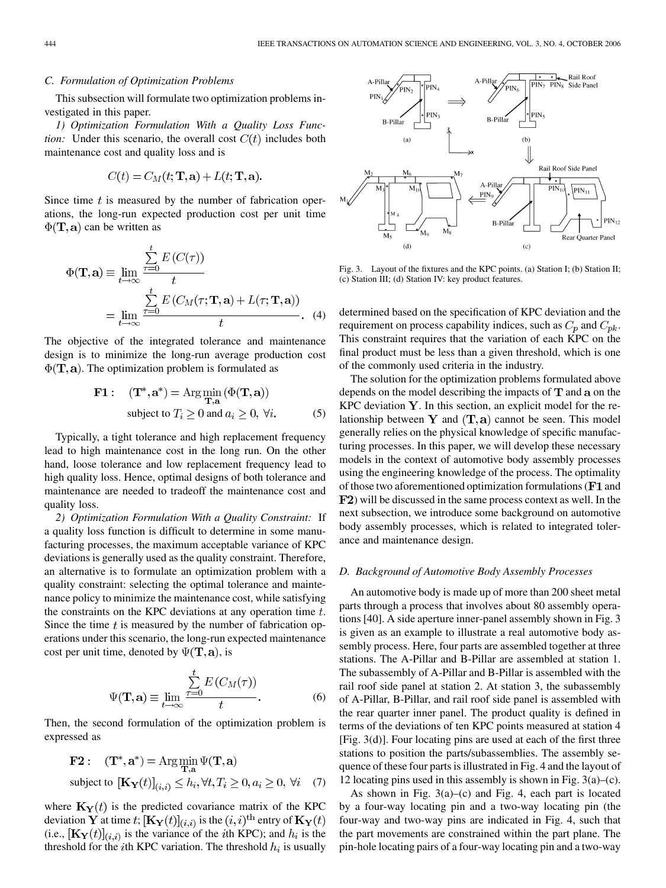### C. Formulation of Optimization Problems

This subsection will formulate two optimization problems investigated in this paper.

*1) Optimization Formulation With a Quality Loss Function:* Under this scenario, the overall cost $C(t)$ includes both maintenance cost and quality loss and is

$$C(t) = C_M(t; \mathbf{T}, \mathbf{a}) + L(t; \mathbf{T}, \mathbf{a}).$$

Since time $t$ is measured by the number of fabrication operations, the long-run expected production cost per unit time $\Phi(\mathbf{T}, \mathbf{a})$ can be written as

$$\Phi(\mathbf{T}, \mathbf{a}) \equiv \lim_{t\to\infty} \frac{\sum_{\tau=0}^{t} E(C(\tau))}{t} = \lim_{t\to\infty} \frac{\sum_{\tau=0}^{t} E(C_M(\tau; \mathbf{T}, \mathbf{a}) + L(\tau; \mathbf{T}, \mathbf{a}))}{t}. \quad (4)$$

The objective of the integrated tolerance and maintenance design is to minimize the long-run average production cost $\Phi(\mathbf{T}, \mathbf{a})$. The optimization problem is formulated as

$$\mathbf{F1}: \quad (\mathbf{T}^*, \mathbf{a}^*) = \operatorname{Arg}\min_{\mathbf{T}, \mathbf{a}} (\Phi(\mathbf{T}, \mathbf{a}))$$
$$\text{subject to } T_i \geq 0 \text{ and } a_i \geq 0, \ \forall i. \quad (5)$$

Typically, a tight tolerance and high replacement frequency lead to high maintenance cost in the long run. On the other hand, loose tolerance and low replacement frequency lead to high quality loss. Hence, optimal designs of both tolerance and maintenance are needed to tradeoff the maintenance cost and quality loss.

*2) Optimization Formulation With a Quality Constraint:* If a quality loss function is difficult to determine in some manufacturing processes, the maximum acceptable variance of KPC deviations is generally used as the quality constraint. Therefore, an alternative is to formulate an optimization problem with a quality constraint: selecting the optimal tolerance and maintenance policy to minimize the maintenance cost, while satisfying the constraints on the KPC deviations at any operation time $t$. Since the time $t$ is measured by the number of fabrication operations under this scenario, the long-run expected maintenance cost per unit time, denoted by $\Psi(\mathbf{T}, \mathbf{a})$, is

$$\Psi(\mathbf{T}, \mathbf{a}) \equiv \lim_{t\to\infty} \frac{\sum_{\tau=0}^{t} E(C_M(\tau))}{t}. \quad (6)$$

Then, the second formulation of the optimization problem is expressed as

$$\mathbf{F2}: \quad (\mathbf{T}^*, \mathbf{a}^*) = \operatorname{Arg}\min_{\mathbf{T}, \mathbf{a}} \Psi(\mathbf{T}, \mathbf{a})$$
$$\text{subject to } [\mathbf{K_Y}(t)]_{(i,i)} \leq h_i, \forall t, T_i \geq 0, a_i \geq 0, \ \forall i \quad (7)$$

where $\mathbf{K_Y}(t)$ is the predicted covariance matrix of the KPC deviation $\mathbf{Y}$ at time $t$; $[\mathbf{K_Y}(t)]_{(i,i)}$ is the $(i,i)^{\text{th}}$ entry of $\mathbf{K_Y}(t)$ (i.e., $[\mathbf{K_Y}(t)]_{(i,i)}$ is the variance of the $i$th KPC); and $h_i$ is the threshold for the $i$th KPC variation. The threshold $h_i$ is usually determined based on the specification of KPC deviation and the requirement on process capability indices, such as $C_p$ and $C_{pk}$. This constraint requires that the variation of each KPC on the final product must be less than a given threshold, which is one of the commonly used criteria in the industry.

A-Pillar PIN1 PIN2 PIN4 PIN3 B-Pillar (a)

A-Pillar PIN6 PIN7 PIN8 Rail Roof Side Panel PIN5 B-Pillar (b)

Rail Roof Side Panel A-Pillar PIN9 PIN10 PIN11 PIN12 B-Pillar Rear Quarter Panel (c)

M1 M2 M3 M4 M5 M6 M7 M8 M9 M10 (d)

z x

Fig. 3. Layout of the fixtures and the KPC points. (a) Station I; (b) Station II; (c) Station III; (d) Station IV: key product features.

The solution for the optimization problems formulated above depends on the model describing the impacts of $\mathbf{T}$ and $\mathbf{a}$ on the KPC deviation $\mathbf{Y}$. In this section, an explicit model for the relationship between $\mathbf{Y}$ and $(\mathbf{T}, \mathbf{a})$ cannot be seen. This model generally relies on the physical knowledge of specific manufacturing processes. In this paper, we will develop these necessary models in the context of automotive body assembly processes using the engineering knowledge of the process. The optimality of those two aforementioned optimization formulations ($\mathbf{F1}$ and $\mathbf{F2}$) will be discussed in the same process context as well. In the next subsection, we introduce some background on automotive body assembly processes, which is related to integrated tolerance and maintenance design.

### D. Background of Automotive Body Assembly Processes

An automotive body is made up of more than 200 sheet metal parts through a process that involves about 80 assembly operations [40]. A side aperture inner-panel assembly shown in Fig. 3 is given as an example to illustrate a real automotive body assembly process. Here, four parts are assembled together at three stations. The A-Pillar and B-Pillar are assembled at station 1. The subassembly of A-Pillar and B-Pillar is assembled with the rail roof side panel at station 2. At station 3, the subassembly of A-Pillar, B-Pillar, and rail roof side panel is assembled with the rear quarter inner panel. The product quality is defined in terms of the deviations of ten KPC points measured at station 4 [Fig. 3(d)]. Four locating pins are used at each of the first three stations to position the parts/subassemblies. The assembly sequence of these four parts is illustrated in Fig. 4 and the layout of 12 locating pins used in this assembly is shown in Fig. 3(a)–(c).

As shown in Fig. 3(a)–(c) and Fig. 4, each part is located by a four-way locating pin and a two-way locating pin (the four-way and two-way pins are indicated in Fig. 4, such that the part movements are constrained within the part plane. The pin-hole locating pairs of a four-way locating pin and a two-way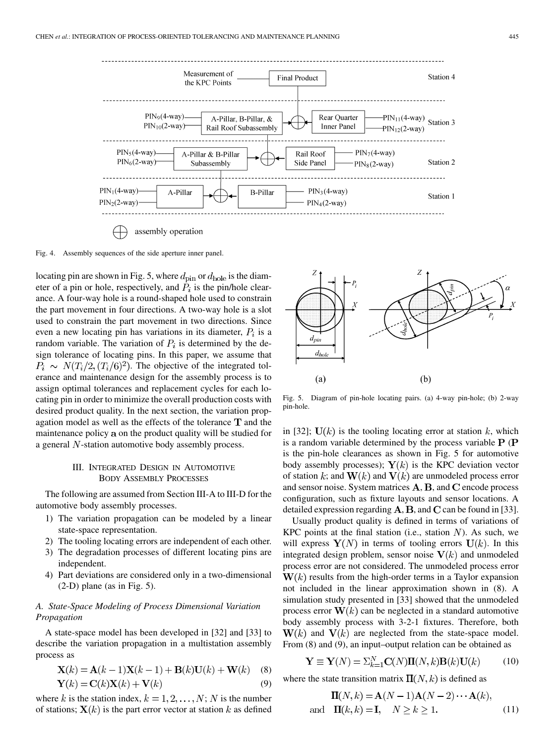Fig. 4. Assembly sequences of the side aperture inner panel.

locating pin are shown in Fig. 5, where $d_{\text{pin}}$ or $d_{\text{hole}}$ is the diameter of a pin or hole, respectively, and $P_i$ is the pin/hole clearance. A four-way hole is a round-shaped hole used to constrain the part movement in four directions. A two-way hole is a slot used to constrain the part movement in two directions. Since even a new locating pin has variations in its diameter, $P_i$ is a random variable. The variation of $P_i$ is determined by the design tolerance of locating pins. In this paper, we assume that $P_i \sim N(T_i/2, (T_i/6)^2)$. The objective of the integrated tolerance and maintenance design for the assembly process is to assign optimal tolerances and replacement cycles for each locating pin in order to minimize the overall production costs with desired product quality. In the next section, the variation propagation model as well as the effects of the tolerance $\mathbf{T}$ and the maintenance policy $\mathbf{a}$ on the product quality will be studied for a general $N$-station automotive body assembly process.

## III. Integrated Design in Automotive Body Assembly Processes

The following are assumed from Section III-A to III-D for the automotive body assembly processes.

1) The variation propagation can be modeled by a linear state-space representation.
2) The tooling locating errors are independent of each other.
3) The degradation processes of different locating pins are independent.
4) Part deviations are considered only in a two-dimensional (2-D) plane (as in Fig. 5).

### A. State-Space Modeling of Process Dimensional Variation Propagation

A state-space model has been developed in [32] and [33] to describe the variation propagation in a multistation assembly process as

$$\mathbf{X}(k) = \mathbf{A}(k-1)\mathbf{X}(k-1) + \mathbf{B}(k)\mathbf{U}(k) + \mathbf{W}(k) \quad (8)$$

$$\mathbf{Y}(k) = \mathbf{C}(k)\mathbf{X}(k) + \mathbf{V}(k) \quad (9)$$

where $k$ is the station index, $k = 1, 2, \ldots, N$; $N$ is the number of stations; $\mathbf{X}(k)$ is the part error vector at station $k$ as defined in [32]; $\mathbf{U}(k)$ is the tooling locating error at station $k$, which is a random variable determined by the process variable $\mathbf{P}$ ($\mathbf{P}$ is the pin-hole clearances as shown in Fig. 5 for automotive body assembly processes); $\mathbf{Y}(k)$ is the KPC deviation vector of station $k$; and $\mathbf{W}(k)$ and $\mathbf{V}(k)$ are unmodeled process error and sensor noise. System matrices $\mathbf{A}$, $\mathbf{B}$, and $\mathbf{C}$ encode process configuration, such as fixture layouts and sensor locations. A detailed expression regarding $\mathbf{A}$, $\mathbf{B}$, and $\mathbf{C}$ can be found in [33].

Fig. 5. Diagram of pin-hole locating pairs. (a) 4-way pin-hole; (b) 2-way pin-hole.

Usually product quality is defined in terms of variations of KPC points at the final station (i.e., station $N$). As such, we will express $\mathbf{Y}(N)$ in terms of tooling errors $\mathbf{U}(k)$. In this integrated design problem, sensor noise $\mathbf{V}(k)$ and unmodeled process error are not considered. The unmodeled process error $\mathbf{W}(k)$ results from the high-order terms in a Taylor expansion not included in the linear approximation shown in (8). A simulation study presented in [33] showed that the unmodeled process error $\mathbf{W}(k)$ can be neglected in a standard automotive body assembly process with 3-2-1 fixtures. Therefore, both $\mathbf{W}(k)$ and $\mathbf{V}(k)$ are neglected from the state-space model. From (8) and (9), an input–output relation can be obtained as

$$\mathbf{Y} \equiv \mathbf{Y}(N) = \Sigma_{k=1}^{N}\mathbf{C}(N)\mathbf{\Pi}(N,k)\mathbf{B}(k)\mathbf{U}(k) \quad (10)$$

where the state transition matrix $\mathbf{\Pi}(N,k)$ is defined as

$$\mathbf{\Pi}(N,k) = \mathbf{A}(N-1)\mathbf{A}(N-2)\cdots\mathbf{A}(k),$$
$$\text{and} \quad \mathbf{\Pi}(k,k) = \mathbf{I}, \quad N \geq k \geq 1. \quad (11)$$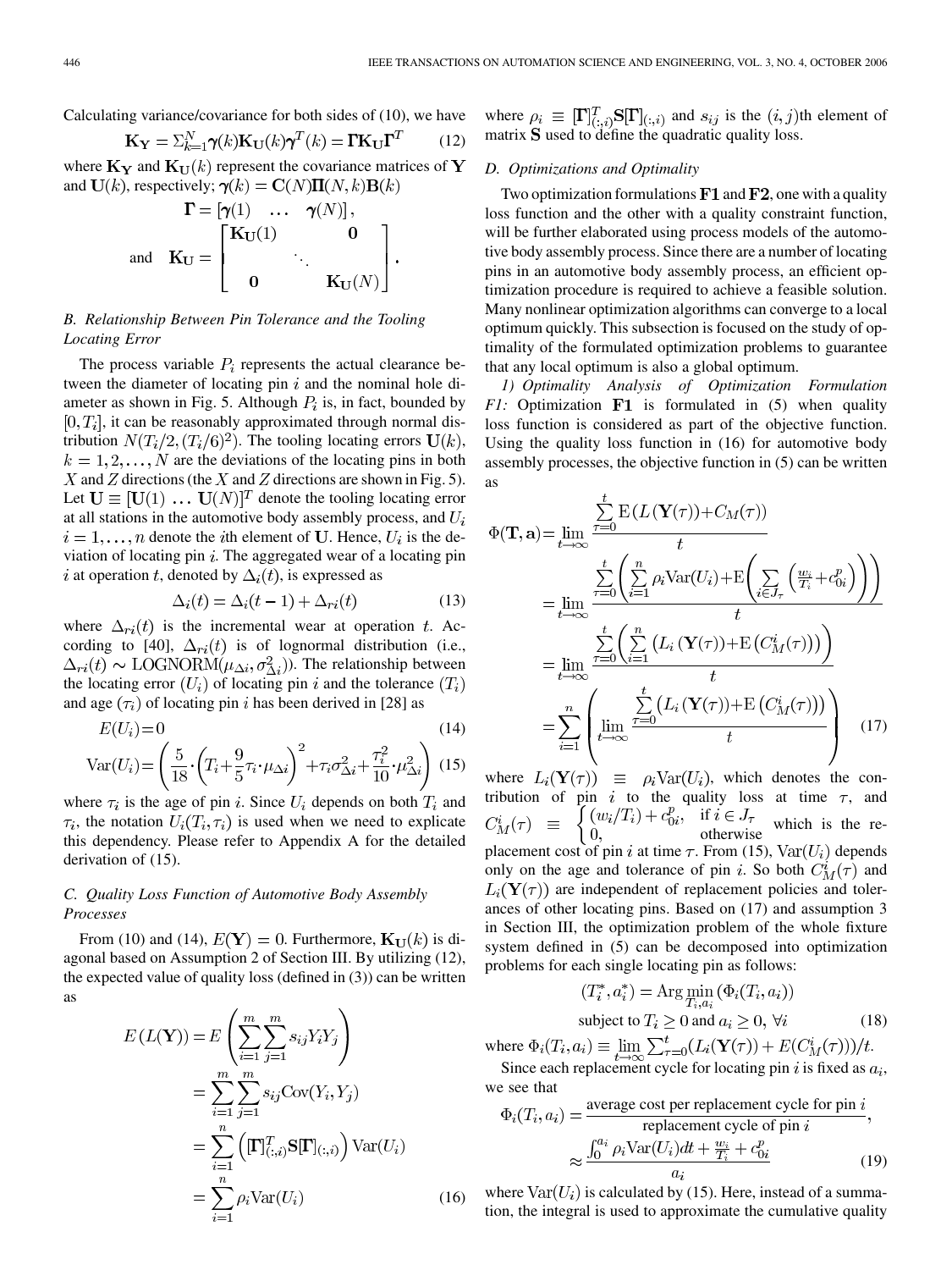Calculating variance/covariance for both sides of (10), we have

$$\mathbf{K_Y} = \Sigma_{k=1}^{N}\boldsymbol{\gamma}(k)\mathbf{K_U}(k)\boldsymbol{\gamma}^T(k) = \boldsymbol{\Gamma}\mathbf{K_U}\boldsymbol{\Gamma}^T \qquad (12)$$

where $\mathbf{K_Y}$ and $\mathbf{K_U}(k)$ represent the covariance matrices of $\mathbf{Y}$ and $\mathbf{U}(k)$, respectively; $\boldsymbol{\gamma}(k) = \mathbf{C}(N)\boldsymbol{\Pi}(N,k)\mathbf{B}(k)$

$$\boldsymbol{\Gamma} = [\boldsymbol{\gamma}(1) \quad \ldots \quad \boldsymbol{\gamma}(N)],$$

$$\text{and} \quad \mathbf{K_U} = \begin{bmatrix} \mathbf{K_U}(1) & & \mathbf{0} \\ & \ddots & \\ \mathbf{0} & & \mathbf{K_U}(N) \end{bmatrix}.$$

### B. Relationship Between Pin Tolerance and the Tooling Locating Error

The process variable $P_i$ represents the actual clearance between the diameter of locating pin $i$ and the nominal hole diameter as shown in Fig. 5. Although $P_i$ is, in fact, bounded by $[0, T_i]$, it can be reasonably approximated through normal distribution $N(T_i/2, (T_i/6)^2)$. The tooling locating errors $\mathbf{U}(k)$, $k = 1, 2, \ldots, N$ are the deviations of the locating pins in both $X$ and $Z$ directions (the $X$ and $Z$ directions are shown in Fig. 5). Let $\mathbf{U} \equiv [\mathbf{U}(1) \ \ldots \ \mathbf{U}(N)]^T$ denote the tooling locating error at all stations in the automotive body assembly process, and $U_i$ $i = 1, \ldots, n$ denote the $i$th element of $\mathbf{U}$. Hence, $U_i$ is the deviation of locating pin $i$. The aggregated wear of a locating pin $i$ at operation $t$, denoted by $\Delta_i(t)$, is expressed as

$$\Delta_i(t) = \Delta_i(t-1) + \Delta_{ri}(t) \qquad (13)$$

where $\Delta_{ri}(t)$ is the incremental wear at operation $t$. According to [40], $\Delta_{ri}(t)$ is of lognormal distribution (i.e., $\Delta_{ri}(t) \sim \text{LOGNORM}(\mu_{\Delta i}, \sigma_{\Delta i}^2)$). The relationship between the locating error $(U_i)$ of locating pin $i$ and the tolerance $(T_i)$ and age $(\tau_i)$ of locating pin $i$ has been derived in [28] as

$$E(U_i) = 0 \qquad (14)$$

$$\text{Var}(U_i) = \left(\frac{5}{18}\cdot\left(T_i + \frac{9}{5}\tau_i\cdot\mu_{\Delta i}\right)^2 + \tau_i\sigma_{\Delta i}^2 + \frac{\tau_i^2}{10}\cdot\mu_{\Delta i}^2\right) \qquad (15)$$

where $\tau_i$ is the age of pin $i$. Since $U_i$ depends on both $T_i$ and $\tau_i$, the notation $U_i(T_i, \tau_i)$ is used when we need to explicate this dependency. Please refer to Appendix A for the detailed derivation of (15).

### C. Quality Loss Function of Automotive Body Assembly Processes

From (10) and (14), $E(\mathbf{Y}) = 0$. Furthermore, $\mathbf{K_U}(k)$ is diagonal based on Assumption 2 of Section III. By utilizing (12), the expected value of quality loss (defined in (3)) can be written as

$$\begin{aligned} E(L(\mathbf{Y})) &= E\left(\sum_{i=1}^{m}\sum_{j=1}^{m} s_{ij}Y_iY_j\right) \\ &= \sum_{i=1}^{m}\sum_{j=1}^{m} s_{ij}\text{Cov}(Y_i, Y_j) \\ &= \sum_{i=1}^{n}\left([\boldsymbol{\Gamma}]_{(:,i)}^T \mathbf{S}[\boldsymbol{\Gamma}]_{(:,i)}\right)\text{Var}(U_i) \\ &= \sum_{i=1}^{n}\rho_i\text{Var}(U_i) \end{aligned} \qquad (16)$$

where $\rho_i \equiv [\boldsymbol{\Gamma}]_{(:,i)}^T\mathbf{S}[\boldsymbol{\Gamma}]_{(:,i)}$ and $s_{ij}$ is the $(i,j)$th element of matrix $\mathbf{S}$ used to define the quadratic quality loss.

### D. Optimizations and Optimality

Two optimization formulations $\mathbf{F1}$ and $\mathbf{F2}$, one with a quality loss function and the other with a quality constraint function, will be further elaborated using process models of the automotive body assembly process. Since there are a number of locating pins in an automotive body assembly process, an efficient optimization procedure is required to achieve a feasible solution. Many nonlinear optimization algorithms can converge to a local optimum quickly. This subsection is focused on the study of optimality of the formulated optimization problems to guarantee that any local optimum is also a global optimum.

*1) Optimality Analysis of Optimization Formulation F1:* Optimization $\mathbf{F1}$ is formulated in (5) when quality loss function is considered as part of the objective function. Using the quality loss function in (16) for automotive body assembly processes, the objective function in (5) can be written as

$$\begin{aligned} \Phi(\mathbf{T}, \mathbf{a}) &= \lim_{t\to\infty}\frac{\sum_{\tau=0}^{t}\text{E}(L(\mathbf{Y}(\tau)) + C_M(\tau))}{t} \\ &= \lim_{t\to\infty}\frac{\sum_{\tau=0}^{t}\left(\sum_{i=1}^{n}\rho_i\text{Var}(U_i) + \text{E}\left(\sum_{i\in J_\tau}\left(\frac{w_i}{T_i} + c_{0i}^p\right)\right)\right)}{t} \\ &= \lim_{t\to\infty}\frac{\sum_{\tau=0}^{t}\left(\sum_{i=1}^{n}\left(L_i(\mathbf{Y}(\tau)) + \text{E}\left(C_M^i(\tau)\right)\right)\right)}{t} \\ &= \sum_{i=1}^{n}\left(\lim_{t\to\infty}\frac{\sum_{\tau=0}^{t}\left(L_i(\mathbf{Y}(\tau)) + \text{E}\left(C_M^i(\tau)\right)\right)}{t}\right) \end{aligned} \qquad (17)$$

where $L_i(\mathbf{Y}(\tau)) \equiv \rho_i\text{Var}(U_i)$, which denotes the contribution of pin $i$ to the quality loss at time $\tau$, and $C_M^i(\tau) \equiv \begin{cases}(w_i/T_i) + c_{0i}^p, & \text{if } i \in J_\tau \\ 0, & \text{otherwise}\end{cases}$ which is the replacement cost of pin $i$ at time $\tau$. From (15), $\text{Var}(U_i)$ depends only on the age and tolerance of pin $i$. So both $C_M^i(\tau)$ and $L_i(\mathbf{Y}(\tau))$ are independent of replacement policies and tolerances of other locating pins. Based on (17) and assumption 3 in Section III, the optimization problem of the whole fixture system defined in (5) can be decomposed into optimization problems for each single locating pin as follows:

$$(T_i^*, a_i^*) = \text{Arg}\min_{T_i, a_i}(\Phi_i(T_i, a_i))$$

$$\text{subject to } T_i \geq 0 \text{ and } a_i \geq 0, \ \forall i \qquad (18)$$

where $\Phi_i(T_i, a_i) \equiv \lim_{t\to\infty}\sum_{\tau=0}^{t}(L_i(\mathbf{Y}(\tau)) + E(C_M^i(\tau)))/t$.

Since each replacement cycle for locating pin $i$ is fixed as $a_i$, we see that

$$\begin{aligned} \Phi_i(T_i, a_i) &= \frac{\text{average cost per replacement cycle for pin } i}{\text{replacement cycle of pin } i}, \\ &\approx \frac{\int_0^{a_i}\rho_i\text{Var}(U_i)dt + \frac{w_i}{T_i} + c_{0i}^p}{a_i} \end{aligned} \qquad (19)$$

where $\text{Var}(U_i)$ is calculated by (15). Here, instead of a summation, the integral is used to approximate the cumulative quality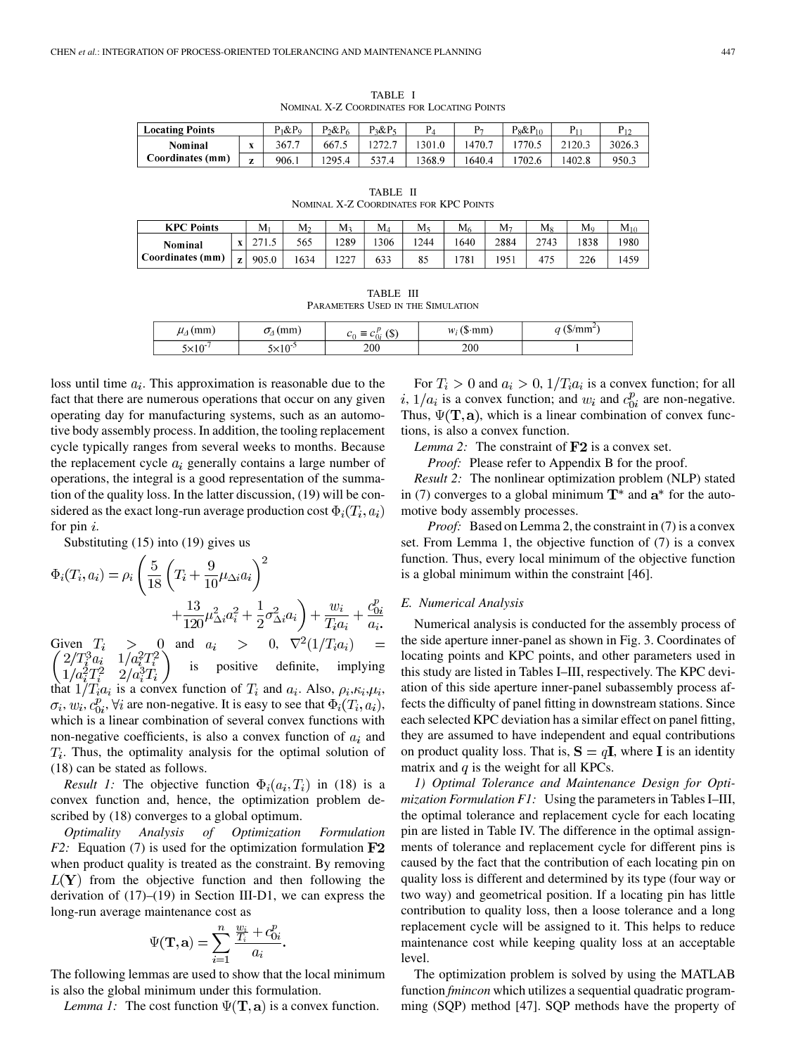TABLE I
NOMINAL X-Z COORDINATES FOR LOCATING POINTS

| Locating Points | | $P_1$&$P_9$ | $P_2$&$P_6$ | $P_3$&$P_5$ | $P_4$ | $P_7$ | $P_8$&$P_{10}$ | $P_{11}$ | $P_{12}$ |
|---|---|---|---|---|---|---|---|---|---|
| Nominal Coordinates (mm) | x | 367.7 | 667.5 | 1272.7 | 1301.0 | 1470.7 | 1770.5 | 2120.3 | 3026.3 |
| | z | 906.1 | 1295.4 | 537.4 | 1368.9 | 1640.4 | 1702.6 | 1402.8 | 950.3 |

TABLE II
NOMINAL X-Z COORDINATES FOR KPC POINTS

| KPC Points | | $M_1$ | $M_2$ | $M_3$ | $M_4$ | $M_5$ | $M_6$ | $M_7$ | $M_8$ | $M_9$ | $M_{10}$ |
|---|---|---|---|---|---|---|---|---|---|---|---|
| Nominal Coordinates (mm) | x | 271.5 | 565 | 1289 | 1306 | 1244 | 1640 | 2884 | 2743 | 1838 | 1980 |
| | z | 905.0 | 1634 | 1227 | 633 | 85 | 1781 | 1951 | 475 | 226 | 1459 |

TABLE III
PARAMETERS USED IN THE SIMULATION

| $\mu_\Delta$ (mm) | $\sigma_\Delta$ (mm) | $c_0 \equiv c_{0i}^p$ (\$) | $w_i$ (\$·mm) | $q$ (\$/mm$^2$) |
|---|---|---|---|---|
| 5x10$^{-7}$ | 5x10$^{-5}$ | 200 | 200 | 1 |

loss until time $a_i$. This approximation is reasonable due to the fact that there are numerous operations that occur on any given operating day for manufacturing systems, such as an automotive body assembly process. In addition, the tooling replacement cycle typically ranges from several weeks to months. Because the replacement cycle $a_i$ generally contains a large number of operations, the integral is a good representation of the summation of the quality loss. In the latter discussion, (19) will be considered as the exact long-run average production cost $\Phi_i(T_i, a_i)$ for pin $i$.

Substituting (15) into (19) gives us

$$\Phi_i(T_i, a_i) = \rho_i \left( \frac{5}{18}\left(T_i + \frac{9}{10}\mu_{\Delta i} a_i\right)^2 + \frac{13}{120}\mu_{\Delta i}^2 a_i^2 + \frac{1}{2}\sigma_{\Delta i}^2 a_i \right) + \frac{w_i}{T_i a_i} + \frac{c_{0i}^p}{a_i}.$$

Given $T_i > 0$ and $a_i > 0$, $\nabla^2(1/T_i a_i) = \begin{pmatrix} 2/T_i^3 a_i & 1/a_i^2 T_i^2 \\ 1/a_i^2 T_i^2 & 2/a_i^3 T_i \end{pmatrix}$ is positive definite, implying that $1/T_i a_i$ is a convex function of $T_i$ and $a_i$. Also, $\rho_i$,$\kappa_i$,$\mu_i$, $\sigma_i$, $w_i$, $c_{0i}^p$, $\forall i$ are non-negative. It is easy to see that $\Phi_i(T_i, a_i)$, which is a linear combination of several convex functions with non-negative coefficients, is also a convex function of $a_i$ and $T_i$. Thus, the optimality analysis for the optimal solution of (18) can be stated as follows.

*Result 1:* The objective function $\Phi_i(a_i, T_i)$ in (18) is a convex function and, hence, the optimization problem described by (18) converges to a global optimum.

*Optimality Analysis of Optimization Formulation F2:* Equation (7) is used for the optimization formulation $\mathbf{F2}$ when product quality is treated as the constraint. By removing $L(\mathbf{Y})$ from the objective function and then following the derivation of (17)–(19) in Section III-D1, we can express the long-run average maintenance cost as

$$\Psi(\mathbf{T}, \mathbf{a}) = \sum_{i=1}^{n} \frac{\frac{w_i}{T_i} + c_{0i}^p}{a_i}.$$

The following lemmas are used to show that the local minimum is also the global minimum under this formulation.

*Lemma 1:* The cost function $\Psi(\mathbf{T}, \mathbf{a})$ is a convex function.

For $T_i > 0$ and $a_i > 0$, $1/T_i a_i$ is a convex function; for all $i$, $1/a_i$ is a convex function; and $w_i$ and $c_{0i}^p$ are non-negative. Thus, $\Psi(\mathbf{T}, \mathbf{a})$, which is a linear combination of convex functions, is also a convex function.

*Lemma 2:* The constraint of $\mathbf{F2}$ is a convex set.

*Proof:* Please refer to Appendix B for the proof.

*Result 2:* The nonlinear optimization problem (NLP) stated in (7) converges to a global minimum $\mathbf{T}^*$ and $\mathbf{a}^*$ for the automotive body assembly processes.

*Proof:* Based on Lemma 2, the constraint in (7) is a convex set. From Lemma 1, the objective function of (7) is a convex function. Thus, every local minimum of the objective function is a global minimum within the constraint [46].

### E. Numerical Analysis

Numerical analysis is conducted for the assembly process of the side aperture inner-panel as shown in Fig. 3. Coordinates of locating points and KPC points, and other parameters used in this study are listed in Tables I–III, respectively. The KPC deviation of this side aperture inner-panel subassembly process affects the difficulty of panel fitting in downstream stations. Since each selected KPC deviation has a similar effect on panel fitting, they are assumed to have independent and equal contributions on product quality loss. That is, $\mathbf{S} = q\mathbf{I}$, where $\mathbf{I}$ is an identity matrix and $q$ is the weight for all KPCs.

*1) Optimal Tolerance and Maintenance Design for Optimization Formulation F1:* Using the parameters in Tables I–III, the optimal tolerance and replacement cycle for each locating pin are listed in Table IV. The difference in the optimal assignments of tolerance and replacement cycle for different pins is caused by the fact that the contribution of each locating pin on quality loss is different and determined by its type (four way or two way) and geometrical position. If a locating pin has little contribution to quality loss, then a loose tolerance and a long replacement cycle will be assigned to it. This helps to reduce maintenance cost while keeping quality loss at an acceptable level.

The optimization problem is solved by using the MATLAB function *fmincon* which utilizes a sequential quadratic programming (SQP) method [47]. SQP methods have the property of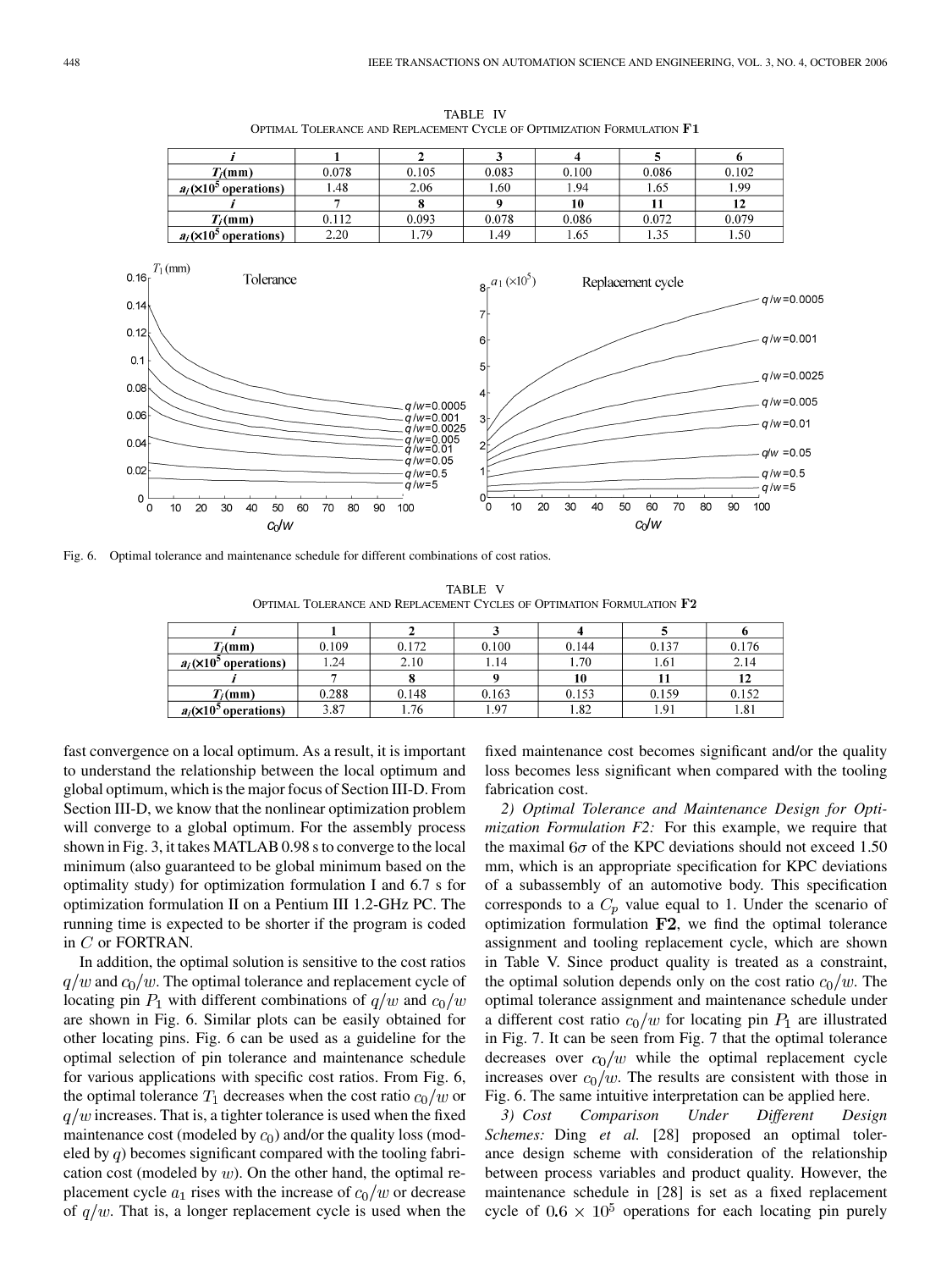TABLE IV
OPTIMAL TOLERANCE AND REPLACEMENT CYCLE OF OPTIMIZATION FORMULATION **F1**

| $i$ | 1 | 2 | 3 | 4 | 5 | 6 |
|---|---|---|---|---|---|---|
| $T_i$(mm) | 0.078 | 0.105 | 0.083 | 0.100 | 0.086 | 0.102 |
| $a_i$($\times 10^5$ operations) | 1.48 | 2.06 | 1.60 | 1.94 | 1.65 | 1.99 |
| $i$ | 7 | 8 | 9 | 10 | 11 | 12 |
| $T_i$(mm) | 0.112 | 0.093 | 0.078 | 0.086 | 0.072 | 0.079 |
| $a_i$($\times 10^5$ operations) | 2.20 | 1.79 | 1.49 | 1.65 | 1.35 | 1.50 |

Tolerance

$T_1$ (mm)

0.16
0.14
0.12
0.1
0.08
0.06
0.04
0.02
0

0 10 20 30 40 50 60 70 80 90 100

$c_0/w$

$q/w$=0.0005
$q/w$=0.001
$q/w$=0.0025
$q/w$=0.005
$q/w$=0.01
$q/w$=0.05
$q/w$=0.5
$q/w$=5

Replacement cycle

$a_1$ ($\times 10^5$)

8
7
6
5
4
3
2
1
0

0 10 20 30 40 50 60 70 80 90 100

$c_0/w$

$q/w$=0.0005
$q/w$=0.001
$q/w$=0.0025
$q/w$=0.005
$q/w$=0.01
$q/w$ =0.05
$q/w$=0.5
$q/w$=5

Fig. 6. Optimal tolerance and maintenance schedule for different combinations of cost ratios.

TABLE V
OPTIMAL TOLERANCE AND REPLACEMENT CYCLES OF OPTIMATION FORMULATION **F2**

| $i$ | 1 | 2 | 3 | 4 | 5 | 6 |
|---|---|---|---|---|---|---|
| $T_i$(mm) | 0.109 | 0.172 | 0.100 | 0.144 | 0.137 | 0.176 |
| $a_i$($\times 10^5$ operations) | 1.24 | 2.10 | 1.14 | 1.70 | 1.61 | 2.14 |
| $i$ | 7 | 8 | 9 | 10 | 11 | 12 |
| $T_i$(mm) | 0.288 | 0.148 | 0.163 | 0.153 | 0.159 | 0.152 |
| $a_i$($\times 10^5$ operations) | 3.87 | 1.76 | 1.97 | 1.82 | 1.91 | 1.81 |

fast convergence on a local optimum. As a result, it is important to understand the relationship between the local optimum and global optimum, which is the major focus of Section III-D. From Section III-D, we know that the nonlinear optimization problem will converge to a global optimum. For the assembly process shown in Fig. 3, it takes MATLAB 0.98 s to converge to the local minimum (also guaranteed to be global minimum based on the optimality study) for optimization formulation I and 6.7 s for optimization formulation II on a Pentium III 1.2-GHz PC. The running time is expected to be shorter if the program is coded in $C$ or FORTRAN.

In addition, the optimal solution is sensitive to the cost ratios $q/w$ and $c_0/w$. The optimal tolerance and replacement cycle of locating pin $P_1$ with different combinations of $q/w$ and $c_0/w$ are shown in Fig. 6. Similar plots can be easily obtained for other locating pins. Fig. 6 can be used as a guideline for the optimal selection of pin tolerance and maintenance schedule for various applications with specific cost ratios. From Fig. 6, the optimal tolerance $T_1$ decreases when the cost ratio $c_0/w$ or $q/w$ increases. That is, a tighter tolerance is used when the fixed maintenance cost (modeled by $c_0$) and/or the quality loss (modeled by $q$) becomes significant compared with the tooling fabrication cost (modeled by $w$). On the other hand, the optimal replacement cycle $a_1$ rises with the increase of $c_0/w$ or decrease of $q/w$. That is, a longer replacement cycle is used when the fixed maintenance cost becomes significant and/or the quality loss becomes less significant when compared with the tooling fabrication cost.

*2) Optimal Tolerance and Maintenance Design for Optimization Formulation F2:* For this example, we require that the maximal $6\sigma$ of the KPC deviations should not exceed 1.50 mm, which is an appropriate specification for KPC deviations of a subassembly of an automotive body. This specification corresponds to a $C_p$ value equal to 1. Under the scenario of optimization formulation **F2**, we find the optimal tolerance assignment and tooling replacement cycle, which are shown in Table V. Since product quality is treated as a constraint, the optimal solution depends only on the cost ratio $c_0/w$. The optimal tolerance assignment and maintenance schedule under a different cost ratio $c_0/w$ for locating pin $P_1$ are illustrated in Fig. 7. It can be seen from Fig. 7 that the optimal tolerance decreases over $c_0/w$ while the optimal replacement cycle increases over $c_0/w$. The results are consistent with those in Fig. 6. The same intuitive interpretation can be applied here.

*3) Cost Comparison Under Different Design Schemes:* Ding *et al.* [28] proposed an optimal tolerance design scheme with consideration of the relationship between process variables and product quality. However, the maintenance schedule in [28] is set as a fixed replacement cycle of $0.6 \times 10^5$ operations for each locating pin purely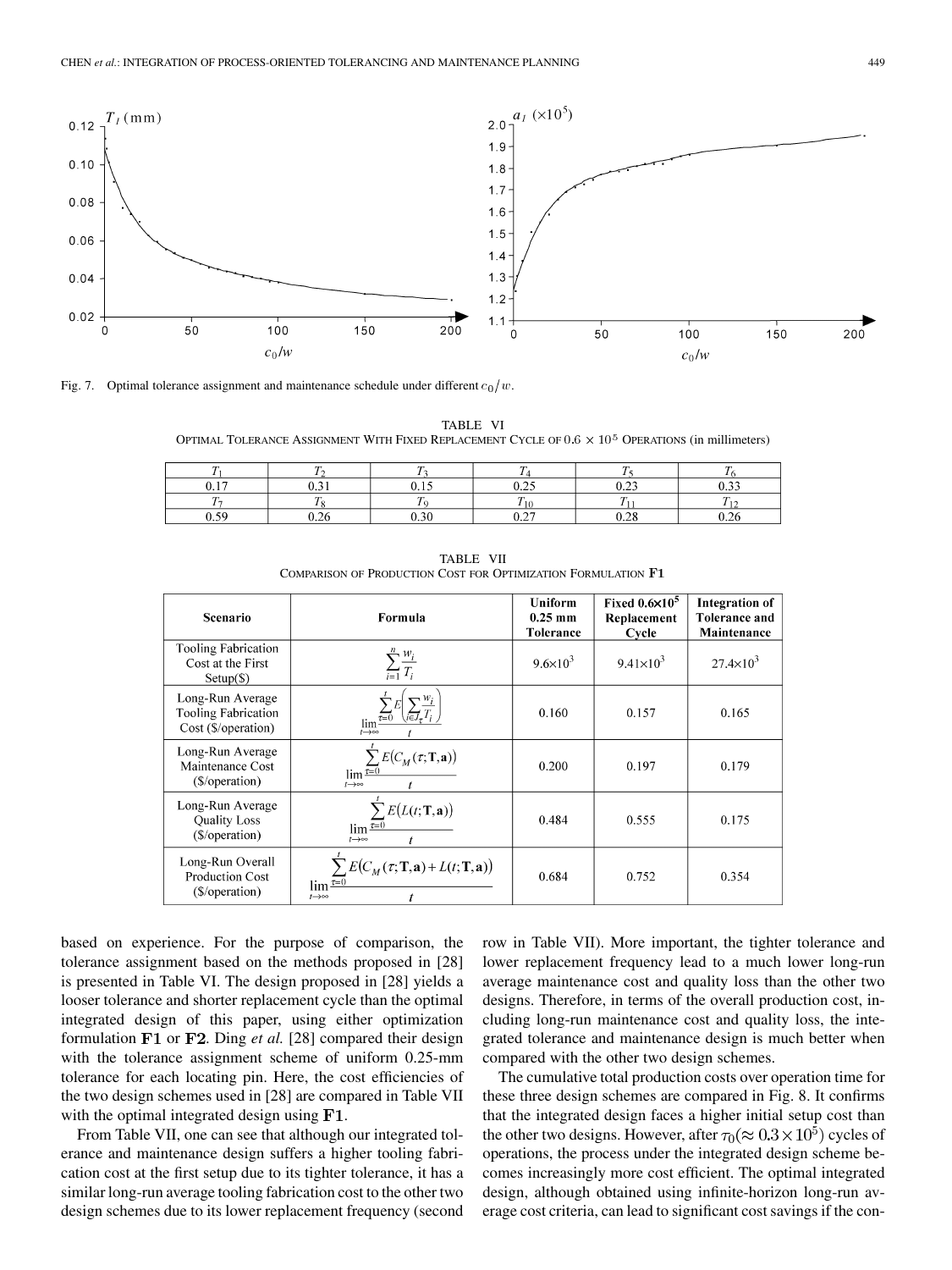$T_I$ (mm)

0.12
0.10
0.08
0.06
0.04
0.02

0 50 100 150 200

$c_0/w$

$a_I$ ($\times 10^5$)

2.0
1.9
1.8
1.7
1.6
1.5
1.4
1.3
1.2
1.1

0 50 100 150 200

$c_0/w$

Fig. 7. Optimal tolerance assignment and maintenance schedule under different $c_0/w$.

TABLE VI
OPTIMAL TOLERANCE ASSIGNMENT WITH FIXED REPLACEMENT CYCLE OF $0.6 \times 10^5$ OPERATIONS (in millimeters)

| $T_1$ | $T_2$ | $T_3$ | $T_4$ | $T_5$ | $T_6$ |
|---|---|---|---|---|---|
| 0.17 | 0.31 | 0.15 | 0.25 | 0.23 | 0.33 |
| $T_7$ | $T_8$ | $T_9$ | $T_{10}$ | $T_{11}$ | $T_{12}$ |
| 0.59 | 0.26 | 0.30 | 0.27 | 0.28 | 0.26 |

TABLE VII
COMPARISON OF PRODUCTION COST FOR OPTIMIZATION FORMULATION **F1**

| Scenario | Formula | Uniform 0.25 mm Tolerance | Fixed $0.6\times10^5$ Replacement Cycle | Integration of Tolerance and Maintenance |
|---|---|---|---|---|
| Tooling Fabrication Cost at the First Setup($) | $\sum_{i=1}^{n} \frac{w_i}{T_i}$ | $9.6\times10^3$ | $9.41\times10^3$ | $27.4\times10^3$ |
| Long-Run Average Tooling Fabrication Cost ($/operation) | $\lim_{t\to\infty} \frac{\sum_{\tau=0}^{t} E\left(\sum_{i\in I_\tau} \frac{w_i}{T_i}\right)}{t}$ | 0.160 | 0.157 | 0.165 |
| Long-Run Average Maintenance Cost ($/operation) | $\lim_{t\to\infty} \frac{\sum_{\tau=0}^{t} E(C_M(\tau;\mathbf{T},\mathbf{a}))}{t}$ | 0.200 | 0.197 | 0.179 |
| Long-Run Average Quality Loss ($/operation) | $\lim_{t\to\infty} \frac{\sum_{\tau=0}^{t} E(L(t;\mathbf{T},\mathbf{a}))}{t}$ | 0.484 | 0.555 | 0.175 |
| Long-Run Overall Production Cost ($/operation) | $\lim_{t\to\infty} \frac{\sum_{\tau=0}^{t} E(C_M(\tau;\mathbf{T},\mathbf{a}) + L(t;\mathbf{T},\mathbf{a}))}{t}$ | 0.684 | 0.752 | 0.354 |

based on experience. For the purpose of comparison, the tolerance assignment based on the methods proposed in [28] is presented in Table VI. The design proposed in [28] yields a looser tolerance and shorter replacement cycle than the optimal integrated design of this paper, using either optimization formulation **F1** or **F2**. Ding *et al.* [28] compared their design with the tolerance assignment scheme of uniform 0.25-mm tolerance for each locating pin. Here, the cost efficiencies of the two design schemes used in [28] are compared in Table VII with the optimal integrated design using **F1**.

From Table VII, one can see that although our integrated tolerance and maintenance design suffers a higher tooling fabrication cost at the first setup due to its tighter tolerance, it has a similar long-run average tooling fabrication cost to the other two design schemes due to its lower replacement frequency (second row in Table VII). More important, the tighter tolerance and lower replacement frequency lead to a much lower long-run average maintenance cost and quality loss than the other two designs. Therefore, in terms of the overall production cost, including long-run maintenance cost and quality loss, the integrated tolerance and maintenance design is much better when compared with the other two design schemes.

The cumulative total production costs over operation time for these three design schemes are compared in Fig. 8. It confirms that the integrated design faces a higher initial setup cost than the other two designs. However, after $\tau_0 (\approx 0.3\times10^5)$ cycles of operations, the process under the integrated design scheme becomes increasingly more cost efficient. The optimal integrated design, although obtained using infinite-horizon long-run average cost criteria, can lead to significant cost savings if the con-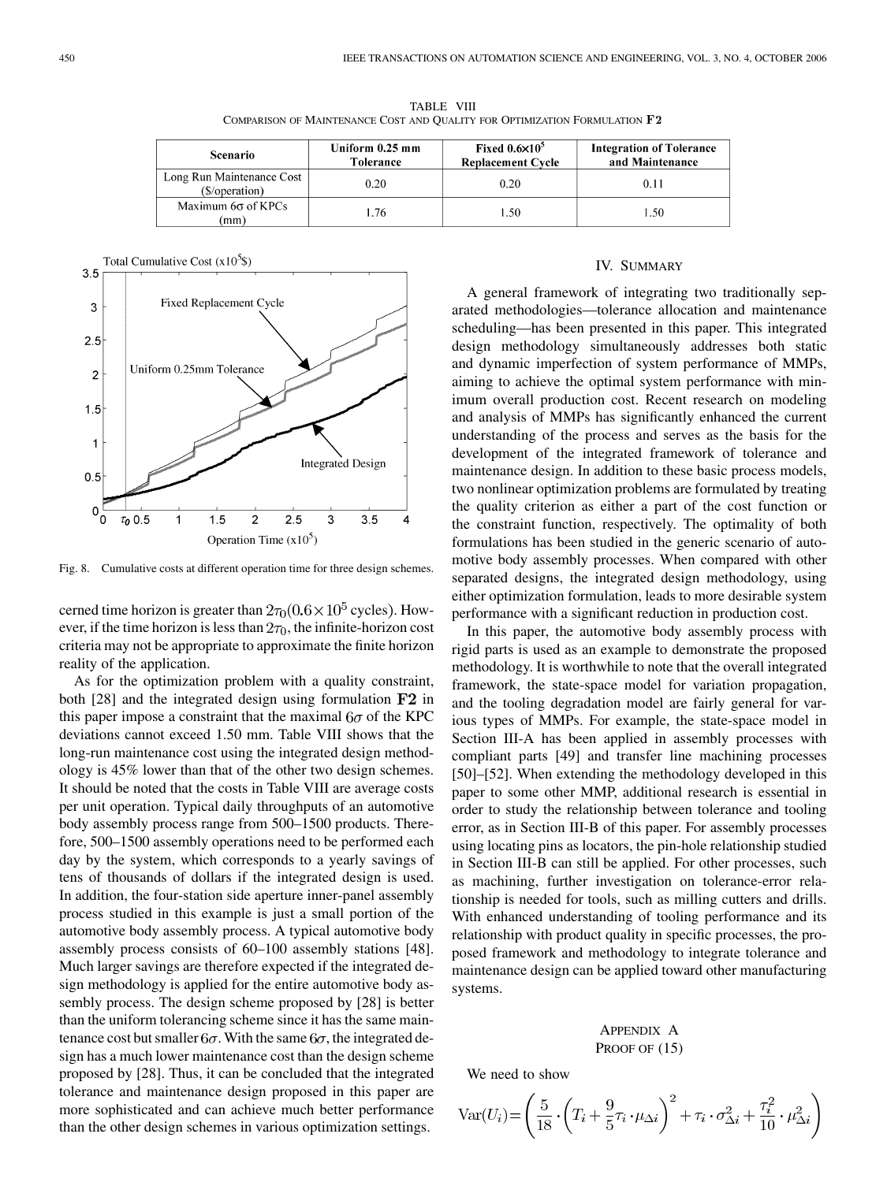TABLE VIII
COMPARISON OF MAINTENANCE COST AND QUALITY FOR OPTIMIZATION FORMULATION **F2**

| Scenario | Uniform 0.25 mm Tolerance | Fixed $0.6\times10^5$ Replacement Cycle | Integration of Tolerance and Maintenance |
|---|---|---|---|
| Long Run Maintenance Cost ($/operation) | 0.20 | 0.20 | 0.11 |
| Maximum $6\sigma$ of KPCs (mm) | 1.76 | 1.50 | 1.50 |

Total Cumulative Cost (x10$^5$\$)

3.5
3
2.5
2
1.5
1
0.5
0

Fixed Replacement Cycle

Uniform 0.25mm Tolerance

Integrated Design

0 $\tau_0$ 0.5 1 1.5 2 2.5 3 3.5 4

Operation Time (x10$^5$)

Fig. 8. Cumulative costs at different operation time for three design schemes.

cerned time horizon is greater than $2\tau_0(0.6\times10^5$ cycles). However, if the time horizon is less than $2\tau_0$, the infinite-horizon cost criteria may not be appropriate to approximate the finite horizon reality of the application.

As for the optimization problem with a quality constraint, both [28] and the integrated design using formulation **F2** in this paper impose a constraint that the maximal $6\sigma$ of the KPC deviations cannot exceed 1.50 mm. Table VIII shows that the long-run maintenance cost using the integrated design methodology is 45% lower than that of the other two design schemes. It should be noted that the costs in Table VIII are average costs per unit operation. Typical daily throughputs of an automotive body assembly process range from 500–1500 products. Therefore, 500–1500 assembly operations need to be performed each day by the system, which corresponds to a yearly savings of tens of thousands of dollars if the integrated design is used. In addition, the four-station side aperture inner-panel assembly process studied in this example is just a small portion of the automotive body assembly process. A typical automotive body assembly process consists of 60–100 assembly stations [48]. Much larger savings are therefore expected if the integrated design methodology is applied for the entire automotive body assembly process. The design scheme proposed by [28] is better than the uniform tolerancing scheme since it has the same maintenance cost but smaller $6\sigma$. With the same $6\sigma$, the integrated design has a much lower maintenance cost than the design scheme proposed by [28]. Thus, it can be concluded that the integrated tolerance and maintenance design proposed in this paper are more sophisticated and can achieve much better performance than the other design schemes in various optimization settings.

## IV. Summary

A general framework of integrating two traditionally separated methodologies—tolerance allocation and maintenance scheduling—has been presented in this paper. This integrated design methodology simultaneously addresses both static and dynamic imperfection of system performance of MMPs, aiming to achieve the optimal system performance with minimum overall production cost. Recent research on modeling and analysis of MMPs has significantly enhanced the current understanding of the process and serves as the basis for the development of the integrated framework of tolerance and maintenance design. In addition to these basic process models, two nonlinear optimization problems are formulated by treating the quality criterion as either a part of the cost function or the constraint function, respectively. The optimality of both formulations has been studied in the generic scenario of automotive body assembly processes. When compared with other separated designs, the integrated design methodology, using either optimization formulation, leads to more desirable system performance with a significant reduction in production cost.

In this paper, the automotive body assembly process with rigid parts is used as an example to demonstrate the proposed methodology. It is worthwhile to note that the overall integrated framework, the state-space model for variation propagation, and the tooling degradation model are fairly general for various types of MMPs. For example, the state-space model in Section III-A has been applied in assembly processes with compliant parts [49] and transfer line machining processes [50]–[52]. When extending the methodology developed in this paper to some other MMP, additional research is essential in order to study the relationship between tolerance and tooling error, as in Section III-B of this paper. For assembly processes using locating pins as locators, the pin-hole relationship studied in Section III-B can still be applied. For other processes, such as machining, further investigation on tolerance-error relationship is needed for tools, such as milling cutters and drills. With enhanced understanding of tooling performance and its relationship with product quality in specific processes, the proposed framework and methodology to integrate tolerance and maintenance design can be applied toward other manufacturing systems.

## Appendix A
### Proof of (15)

We need to show

$$\mathrm{Var}(U_i)=\left(\frac{5}{18}\cdot\left(T_i+\frac{9}{5}\tau_i\cdot\mu_{\Delta i}\right)^2+\tau_i\cdot\sigma_{\Delta i}^2+\frac{\tau_i^2}{10}\cdot\mu_{\Delta i}^2\right)$$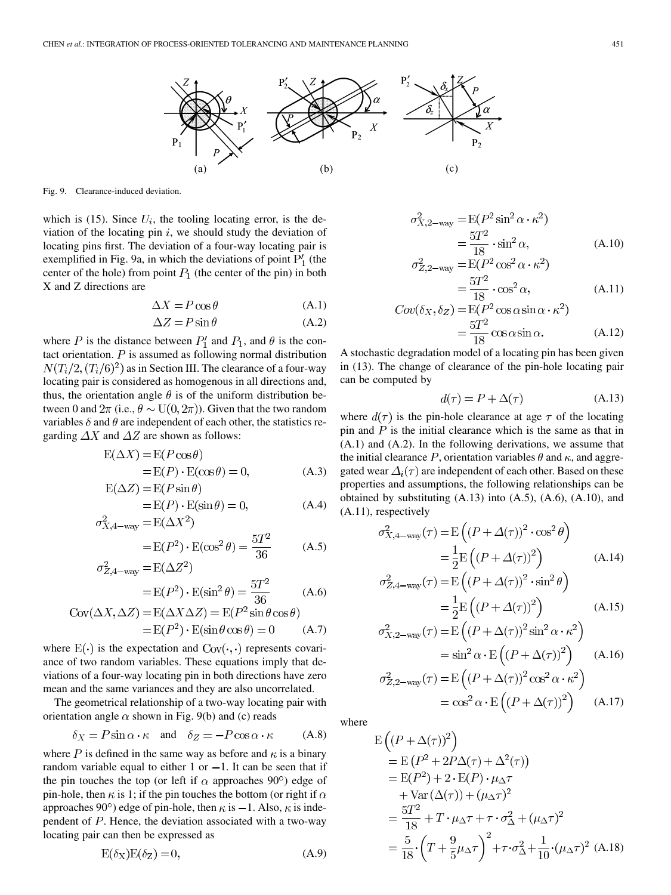Fig. 9. Clearance-induced deviation.

which is (15). Since $U_i$, the tooling locating error, is the deviation of the locating pin $i$, we should study the deviation of locating pins first. The deviation of a four-way locating pair is exemplified in Fig. 9a, in which the deviations of point $P_1'$ (the center of the hole) from point $P_1$ (the center of the pin) in both X and Z directions are

$$\Delta X = P\cos\theta \tag{A.1}$$

$$\Delta Z = P\sin\theta \tag{A.2}$$

where $P$ is the distance between $P_1'$ and $P_1$, and $\theta$ is the contact orientation. $P$ is assumed as following normal distribution $N(T_i/2, (T_i/6)^2)$ as in Section III. The clearance of a four-way locating pair is considered as homogenous in all directions and, thus, the orientation angle $\theta$ is of the uniform distribution between 0 and $2\pi$ (i.e., $\theta \sim \mathrm{U}(0, 2\pi)$). Given that the two random variables $\delta$ and $\theta$ are independent of each other, the statistics regarding $\Delta X$ and $\Delta Z$ are shown as follows:

$$\begin{aligned}\mathrm{E}(\Delta X) &= \mathrm{E}(P\cos\theta)\\ &= \mathrm{E}(P)\cdot\mathrm{E}(\cos\theta) = 0,\end{aligned} \tag{A.3}$$

$$\begin{aligned}\mathrm{E}(\Delta Z) &= \mathrm{E}(P\sin\theta)\\ &= \mathrm{E}(P)\cdot\mathrm{E}(\sin\theta) = 0,\end{aligned} \tag{A.4}$$

$$\begin{aligned}\sigma^2_{X,4-\mathrm{way}} &= \mathrm{E}(\Delta X^2)\\ &= \mathrm{E}(P^2)\cdot\mathrm{E}(\cos^2\theta) = \frac{5T^2}{36}\end{aligned} \tag{A.5}$$

$$\begin{aligned}\sigma^2_{Z,4-\mathrm{way}} &= \mathrm{E}(\Delta Z^2)\\ &= \mathrm{E}(P^2)\cdot\mathrm{E}(\sin^2\theta) = \frac{5T^2}{36}\end{aligned} \tag{A.6}$$

$$\begin{aligned}\mathrm{Cov}(\Delta X, \Delta Z) &= \mathrm{E}(\Delta X\Delta Z) = \mathrm{E}(P^2\sin\theta\cos\theta)\\ &= \mathrm{E}(P^2)\cdot\mathrm{E}(\sin\theta\cos\theta) = 0\end{aligned} \tag{A.7}$$

where $\mathrm{E}(\cdot)$ is the expectation and $\mathrm{Cov}(\cdot,\cdot)$ represents covariance of two random variables. These equations imply that deviations of a four-way locating pin in both directions have zero mean and the same variances and they are also uncorrelated.

The geometrical relationship of a two-way locating pair with orientation angle $\alpha$ shown in Fig. 9(b) and (c) reads

$$\delta_X = P\sin\alpha\cdot\kappa \quad \text{and} \quad \delta_Z = -P\cos\alpha\cdot\kappa \tag{A.8}$$

where $P$ is defined in the same way as before and $\kappa$ is a binary random variable equal to either 1 or $-1$. It can be seen that if the pin touches the top (or left if $\alpha$ approaches 90°) edge of pin-hole, then $\kappa$ is 1; if the pin touches the bottom (or right if $\alpha$ approaches 90°) edge of pin-hole, then $\kappa$ is $-1$. Also, $\kappa$ is independent of $P$. Hence, the deviation associated with a two-way locating pair can then be expressed as

$$\mathrm{E}(\delta_X)\mathrm{E}(\delta_Z) = 0, \tag{A.9}$$

$$\begin{aligned}\sigma^2_{X,2-\mathrm{way}} &= \mathrm{E}(P^2\sin^2\alpha\cdot\kappa^2)\\ &= \frac{5T^2}{18}\cdot\sin^2\alpha,\end{aligned} \tag{A.10}$$

$$\begin{aligned}\sigma^2_{Z,2-\mathrm{way}} &= \mathrm{E}(P^2\cos^2\alpha\cdot\kappa^2)\\ &= \frac{5T^2}{18}\cdot\cos^2\alpha,\end{aligned} \tag{A.11}$$

$$\begin{aligned}Cov(\delta_X, \delta_Z) &= \mathrm{E}(P^2\cos\alpha\sin\alpha\cdot\kappa^2)\\ &= \frac{5T^2}{18}\cos\alpha\sin\alpha.\end{aligned} \tag{A.12}$$

A stochastic degradation model of a locating pin has been given in (13). The change of clearance of the pin-hole locating pair can be computed by

$$d(\tau) = P + \Delta(\tau) \tag{A.13}$$

where $d(\tau)$ is the pin-hole clearance at age $\tau$ of the locating pin and $P$ is the initial clearance which is the same as that in (A.1) and (A.2). In the following derivations, we assume that the initial clearance $P$, orientation variables $\theta$ and $\kappa$, and aggregated wear $\Delta_i(\tau)$ are independent of each other. Based on these properties and assumptions, the following relationships can be obtained by substituting (A.13) into (A.5), (A.6), (A.10), and (A.11), respectively

$$\begin{aligned}\sigma^2_{X,4-\mathrm{way}}(\tau) &= \mathrm{E}\left((P+\Delta(\tau))^2\cdot\cos^2\theta\right)\\ &= \frac{1}{2}\mathrm{E}\left((P+\Delta(\tau))^2\right)\end{aligned} \tag{A.14}$$

$$\begin{aligned}\sigma^2_{Z,4-\mathrm{way}}(\tau) &= \mathrm{E}\left((P+\Delta(\tau))^2\cdot\sin^2\theta\right)\\ &= \frac{1}{2}\mathrm{E}\left((P+\Delta(\tau))^2\right)\end{aligned} \tag{A.15}$$

$$\begin{aligned}\sigma^2_{X,2-\mathrm{way}}(\tau) &= \mathrm{E}\left((P+\Delta(\tau))^2\sin^2\alpha\cdot\kappa^2\right)\\ &= \sin^2\alpha\cdot\mathrm{E}\left((P+\Delta(\tau))^2\right)\end{aligned} \tag{A.16}$$

$$\begin{aligned}\sigma^2_{Z,2-\mathrm{way}}(\tau) &= \mathrm{E}\left((P+\Delta(\tau))^2\cos^2\alpha\cdot\kappa^2\right)\\ &= \cos^2\alpha\cdot\mathrm{E}\left((P+\Delta(\tau))^2\right)\end{aligned} \tag{A.17}$$

where

$$\begin{aligned}&\mathrm{E}\left((P+\Delta(\tau))^2\right)\\ &= \mathrm{E}\left(P^2 + 2P\Delta(\tau) + \Delta^2(\tau)\right)\\ &= \mathrm{E}(P^2) + 2\cdot\mathrm{E}(P)\cdot\mu_\Delta\tau\\ &\quad + \mathrm{Var}\left(\Delta(\tau)\right) + (\mu_\Delta\tau)^2\\ &= \frac{5T^2}{18} + T\cdot\mu_\Delta\tau + \tau\cdot\sigma^2_\Delta + (\mu_\Delta\tau)^2\\ &= \frac{5}{18}\cdot\left(T + \frac{9}{5}\mu_\Delta\tau\right)^2 + \tau\cdot\sigma^2_\Delta + \frac{1}{10}\cdot(\mu_\Delta\tau)^2\end{aligned} \tag{A.18}$$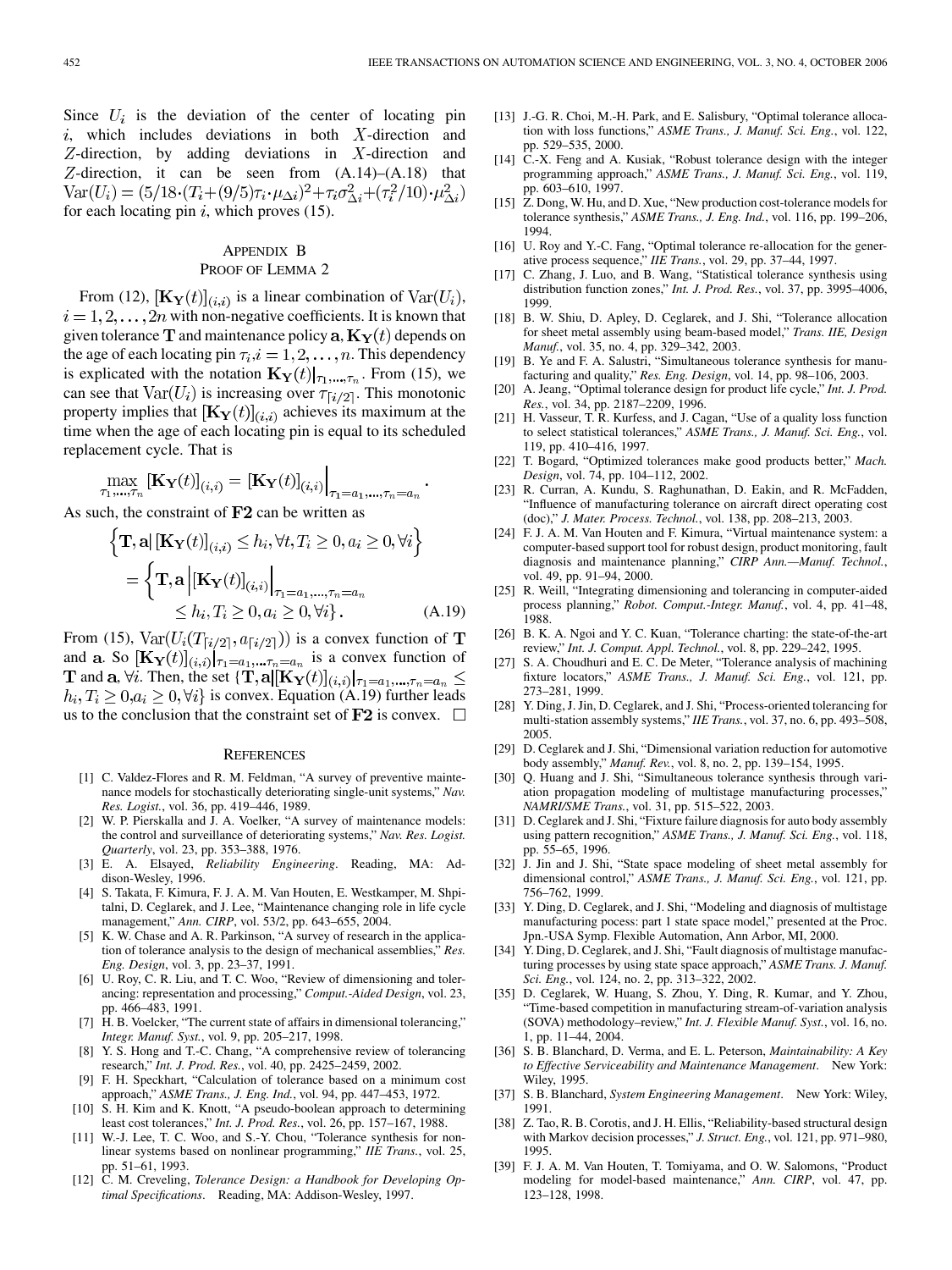Since $U_i$ is the deviation of the center of locating pin $i$, which includes deviations in both $X$-direction and $Z$-direction, by adding deviations in $X$-direction and $Z$-direction, it can be seen from (A.14)–(A.18) that $\mathrm{Var}(U_i) = (5/18 \cdot (T_i + (9/5)\tau_i \cdot \mu_{\Delta i})^2 + \tau_i \sigma_{\Delta i}^2 + (\tau_i^2/10) \cdot \mu_{\Delta i}^2)$ for each locating pin $i$, which proves (15).

## Appendix B
### Proof of Lemma 2

From (12), $[\mathbf{K_Y}(t)]_{(i,i)}$ is a linear combination of $\mathrm{Var}(U_i)$, $i = 1, 2, \ldots, 2n$ with non-negative coefficients. It is known that given tolerance $\mathbf{T}$ and maintenance policy $\mathbf{a}$, $\mathbf{K_Y}(t)$ depends on the age of each locating pin $\tau_i, i = 1, 2, \ldots, n$. This dependency is explicated with the notation $\mathbf{K_Y}(t)|_{\tau_1,\ldots,\tau_n}$. From (15), we can see that $\mathrm{Var}(U_i)$ is increasing over $\tau_{\lceil i/2 \rceil}$. This monotonic property implies that $[\mathbf{K_Y}(t)]_{(i,i)}$ achieves its maximum at the time when the age of each locating pin is equal to its scheduled replacement cycle. That is

$$\max_{\tau_1,\ldots,\tau_n} [\mathbf{K_Y}(t)]_{(i,i)} = [\mathbf{K_Y}(t)]_{(i,i)}\Big|_{\tau_1=a_1,\ldots,\tau_n=a_n}.$$

As such, the constraint of $\mathbf{F2}$ can be written as

$$\begin{aligned}
&\left\{\mathbf{T}, \mathbf{a} \,|\, [\mathbf{K_Y}(t)]_{(i,i)} \le h_i, \forall t, T_i \ge 0, a_i \ge 0, \forall i\right\} \\
&= \left\{\mathbf{T}, \mathbf{a} \,\Big|\, [\mathbf{K_Y}(t)]_{(i,i)}\Big|_{\tau_1=a_1,\ldots,\tau_n=a_n} \right. \\
&\qquad \left. \le h_i, T_i \ge 0, a_i \ge 0, \forall i\right\}. \qquad \text{(A.19)}
\end{aligned}$$

From (15), $\mathrm{Var}(U_i(T_{\lceil i/2 \rceil}, a_{\lceil i/2 \rceil}))$ is a convex function of $\mathbf{T}$ and $\mathbf{a}$. So $[\mathbf{K_Y}(t)]_{(i,i)}|_{\tau_1=a_1,\ldots,\tau_n=a_n}$ is a convex function of $\mathbf{T}$ and $\mathbf{a}$, $\forall i$. Then, the set $\{\mathbf{T}, \mathbf{a} | [\mathbf{K_Y}(t)]_{(i,i)}|_{\tau_1=a_1,\ldots,\tau_n=a_n} \le h_i, T_i \ge 0, a_i \ge 0, \forall i\}$ is convex. Equation (A.19) further leads us to the conclusion that the constraint set of $\mathbf{F2}$ is convex. □

## References

[1] C. Valdez-Flores and R. M. Feldman, "A survey of preventive maintenance models for stochastically deteriorating single-unit systems," *Nav. Res. Logist.*, vol. 36, pp. 419–446, 1989.

[2] W. P. Pierskalla and J. A. Voelker, "A survey of maintenance models: the control and surveillance of deteriorating systems," *Nav. Res. Logist. Quarterly*, vol. 23, pp. 353–388, 1976.

[3] E. A. Elsayed, *Reliability Engineering*. Reading, MA: Addison-Wesley, 1996.

[4] S. Takata, F. Kimura, F. J. A. M. Van Houten, E. Westkamper, M. Shpitalni, D. Ceglarek, and J. Lee, "Maintenance changing role in life cycle management," *Ann. CIRP*, vol. 53/2, pp. 643–655, 2004.

[5] K. W. Chase and A. R. Parkinson, "A survey of research in the application of tolerance analysis to the design of mechanical assemblies," *Res. Eng. Design*, vol. 3, pp. 23–37, 1991.

[6] U. Roy, C. R. Liu, and T. C. Woo, "Review of dimensioning and tolerancing: representation and processing," *Comput.-Aided Design*, vol. 23, pp. 466–483, 1991.

[7] H. B. Voelcker, "The current state of affairs in dimensional tolerancing," *Integr. Manuf. Syst.*, vol. 9, pp. 205–217, 1998.

[8] Y. S. Hong and T.-C. Chang, "A comprehensive review of tolerancing research," *Int. J. Prod. Res.*, vol. 40, pp. 2425–2459, 2002.

[9] F. H. Speckhart, "Calculation of tolerance based on a minimum cost approach," *ASME Trans., J. Eng. Ind.*, vol. 94, pp. 447–453, 1972.

[10] S. H. Kim and K. Knott, "A pseudo-boolean approach to determining least cost tolerances," *Int. J. Prod. Res.*, vol. 26, pp. 157–167, 1988.

[11] W.-J. Lee, T. C. Woo, and S.-Y. Chou, "Tolerance synthesis for nonlinear systems based on nonlinear programming," *IIE Trans.*, vol. 25, pp. 51–61, 1993.

[12] C. M. Creveling, *Tolerance Design: a Handbook for Developing Optimal Specifications*. Reading, MA: Addison-Wesley, 1997.

[13] J.-G. R. Choi, M.-H. Park, and E. Salisbury, "Optimal tolerance allocation with loss functions," *ASME Trans., J. Manuf. Sci. Eng.*, vol. 122, pp. 529–535, 2000.

[14] C.-X. Feng and A. Kusiak, "Robust tolerance design with the integer programming approach," *ASME Trans., J. Manuf. Sci. Eng.*, vol. 119, pp. 603–610, 1997.

[15] Z. Dong, W. Hu, and D. Xue, "New production cost-tolerance models for tolerance synthesis," *ASME Trans., J. Eng. Ind.*, vol. 116, pp. 199–206, 1994.

[16] U. Roy and Y.-C. Fang, "Optimal tolerance re-allocation for the generative process sequence," *IIE Trans.*, vol. 29, pp. 37–44, 1997.

[17] C. Zhang, J. Luo, and B. Wang, "Statistical tolerance synthesis using distribution function zones," *Int. J. Prod. Res.*, vol. 37, pp. 3995–4006, 1999.

[18] B. W. Shiu, D. Apley, D. Ceglarek, and J. Shi, "Tolerance allocation for sheet metal assembly using beam-based model," *Trans. IIE, Design Manuf.*, vol. 35, no. 4, pp. 329–342, 2003.

[19] B. Ye and F. A. Salustri, "Simultaneous tolerance synthesis for manufacturing and quality," *Res. Eng. Design*, vol. 14, pp. 98–106, 2003.

[20] A. Jeang, "Optimal tolerance design for product life cycle," *Int. J. Prod. Res.*, vol. 34, pp. 2187–2209, 1996.

[21] H. Vasseur, T. R. Kurfess, and J. Cagan, "Use of a quality loss function to select statistical tolerances," *ASME Trans., J. Manuf. Sci. Eng.*, vol. 119, pp. 410–416, 1997.

[22] T. Bogard, "Optimized tolerances make good products better," *Mach. Design*, vol. 74, pp. 104–112, 2002.

[23] R. Curran, A. Kundu, S. Raghunathan, D. Eakin, and R. McFadden, "Influence of manufacturing tolerance on aircraft direct operating cost (doc)," *J. Mater. Process. Technol.*, vol. 138, pp. 208–213, 2003.

[24] F. J. A. M. Van Houten and F. Kimura, "Virtual maintenance system: a computer-based support tool for robust design, product monitoring, fault diagnosis and maintenance planning," *CIRP Ann.—Manuf. Technol.*, vol. 49, pp. 91–94, 2000.

[25] R. Weill, "Integrating dimensioning and tolerancing in computer-aided process planning," *Robot. Comput.-Integr. Manuf.*, vol. 4, pp. 41–48, 1988.

[26] B. K. A. Ngoi and Y. C. Kuan, "Tolerance charting: the state-of-the-art review," *Int. J. Comput. Appl. Technol.*, vol. 8, pp. 229–242, 1995.

[27] S. A. Choudhuri and E. C. De Meter, "Tolerance analysis of machining fixture locators," *ASME Trans., J. Manuf. Sci. Eng.*, vol. 121, pp. 273–281, 1999.

[28] Y. Ding, J. Jin, D. Ceglarek, and J. Shi, "Process-oriented tolerancing for multi-station assembly systems," *IIE Trans.*, vol. 37, no. 6, pp. 493–508, 2005.

[29] D. Ceglarek and J. Shi, "Dimensional variation reduction for automotive body assembly," *Manuf. Rev.*, vol. 8, no. 2, pp. 139–154, 1995.

[30] Q. Huang and J. Shi, "Simultaneous tolerance synthesis through variation propagation modeling of multistage manufacturing processes," *NAMRI/SME Trans.*, vol. 31, pp. 515–522, 2003.

[31] D. Ceglarek and J. Shi, "Fixture failure diagnosis for auto body assembly using pattern recognition," *ASME Trans., J. Manuf. Sci. Eng.*, vol. 118, pp. 55–65, 1996.

[32] J. Jin and J. Shi, "State space modeling of sheet metal assembly for dimensional control," *ASME Trans., J. Manuf. Sci. Eng.*, vol. 121, pp. 756–762, 1999.

[33] Y. Ding, D. Ceglarek, and J. Shi, "Modeling and diagnosis of multistage manufacturing pocess: part 1 state space model," presented at the Proc. Jpn.-USA Symp. Flexible Automation, Ann Arbor, MI, 2000.

[34] Y. Ding, D. Ceglarek, and J. Shi, "Fault diagnosis of multistage manufacturing processes by using state space approach," *ASME Trans. J. Manuf. Sci. Eng.*, vol. 124, no. 2, pp. 313–322, 2002.

[35] D. Ceglarek, W. Huang, S. Zhou, Y. Ding, R. Kumar, and Y. Zhou, "Time-based competition in manufacturing stream-of-variation analysis (SOVA) methodology–review," *Int. J. Flexible Manuf. Syst.*, vol. 16, no. 1, pp. 11–44, 2004.

[36] S. B. Blanchard, D. Verma, and E. L. Peterson, *Maintainability: A Key to Effective Serviceability and Maintenance Management*. New York: Wiley, 1995.

[37] S. B. Blanchard, *System Engineering Management*. New York: Wiley, 1991.

[38] Z. Tao, R. B. Corotis, and J. H. Ellis, "Reliability-based structural design with Markov decision processes," *J. Struct. Eng.*, vol. 121, pp. 971–980, 1995.

[39] F. J. A. M. Van Houten, T. Tomiyama, and O. W. Salomons, "Product modeling for model-based maintenance," *Ann. CIRP*, vol. 47, pp. 123–128, 1998.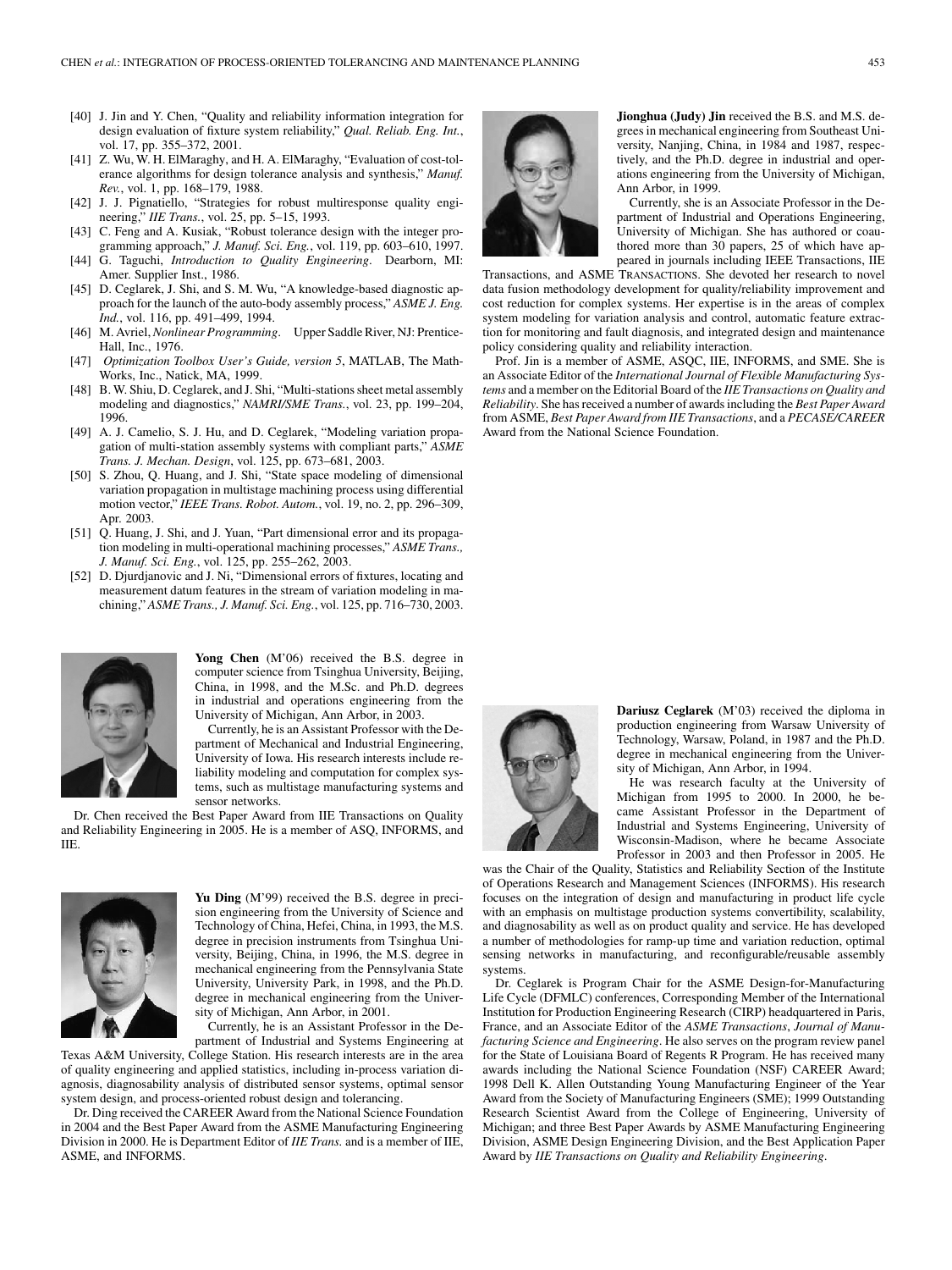[40] J. Jin and Y. Chen, "Quality and reliability information integration for design evaluation of fixture system reliability," *Qual. Reliab. Eng. Int.*, vol. 17, pp. 355–372, 2001.

[41] Z. Wu, W. H. ElMaraghy, and H. A. ElMaraghy, "Evaluation of cost-tolerance algorithms for design tolerance analysis and synthesis," *Manuf. Rev.*, vol. 1, pp. 168–179, 1988.

[42] J. J. Pignatiello, "Strategies for robust multiresponse quality engineering," *IIE Trans.*, vol. 25, pp. 5–15, 1993.

[43] C. Feng and A. Kusiak, "Robust tolerance design with the integer programming approach," *J. Manuf. Sci. Eng.*, vol. 119, pp. 603–610, 1997.

[44] G. Taguchi, *Introduction to Quality Engineering*. Dearborn, MI: Amer. Supplier Inst., 1986.

[45] D. Ceglarek, J. Shi, and S. M. Wu, "A knowledge-based diagnostic approach for the launch of the auto-body assembly process," *ASME J. Eng. Ind.*, vol. 116, pp. 491–499, 1994.

[46] M. Avriel, *Nonlinear Programming*. Upper Saddle River, NJ: Prentice-Hall, Inc., 1976.

[47] *Optimization Toolbox User's Guide, version 5*, MATLAB, The MathWorks, Inc., Natick, MA, 1999.

[48] B. W. Shiu, D. Ceglarek, and J. Shi, "Multi-stations sheet metal assembly modeling and diagnostics," *NAMRI/SME Trans.*, vol. 23, pp. 199–204, 1996.

[49] A. J. Camelio, S. J. Hu, and D. Ceglarek, "Modeling variation propagation of multi-station assembly systems with compliant parts," *ASME Trans. J. Mechan. Design*, vol. 125, pp. 673–681, 2003.

[50] S. Zhou, Q. Huang, and J. Shi, "State space modeling of dimensional variation propagation in multistage machining process using differential motion vector," *IEEE Trans. Robot. Autom.*, vol. 19, no. 2, pp. 296–309, Apr. 2003.

[51] Q. Huang, J. Shi, and J. Yuan, "Part dimensional error and its propagation modeling in multi-operational machining processes," *ASME Trans., J. Manuf. Sci. Eng.*, vol. 125, pp. 255–262, 2003.

[52] D. Djurdjanovic and J. Ni, "Dimensional errors of fixtures, locating and measurement datum features in the stream of variation modeling in machining," *ASME Trans., J. Manuf. Sci. Eng.*, vol. 125, pp. 716–730, 2003.

**Yong Chen** (M'06) received the B.S. degree in computer science from Tsinghua University, Beijing, China, in 1998, and the M.Sc. and Ph.D. degrees in industrial and operations engineering from the University of Michigan, Ann Arbor, in 2003.

Currently, he is an Assistant Professor with the Department of Mechanical and Industrial Engineering, University of Iowa. His research interests include reliability modeling and computation for complex systems, such as multistage manufacturing systems and sensor networks.

Dr. Chen received the Best Paper Award from IIE Transactions on Quality and Reliability Engineering in 2005. He is a member of ASQ, INFORMS, and IIE.

**Yu Ding** (M'99) received the B.S. degree in precision engineering from the University of Science and Technology of China, Hefei, China, in 1993, the M.S. degree in precision instruments from Tsinghua University, Beijing, China, in 1996, the M.S. degree in mechanical engineering from the Pennsylvania State University, University Park, in 1998, and the Ph.D. degree in mechanical engineering from the University of Michigan, Ann Arbor, in 2001.

Currently, he is an Assistant Professor in the Department of Industrial and Systems Engineering at Texas A&M University, College Station. His research interests are in the area of quality engineering and applied statistics, including in-process variation diagnosis, diagnosability analysis of distributed sensor systems, optimal sensor system design, and process-oriented robust design and tolerancing.

Dr. Ding received the CAREER Award from the National Science Foundation in 2004 and the Best Paper Award from the ASME Manufacturing Engineering Division in 2000. He is Department Editor of *IIE Trans.* and is a member of IIE, ASME, and INFORMS.

**Jionghua (Judy) Jin** received the B.S. and M.S. degrees in mechanical engineering from Southeast University, Nanjing, China, in 1984 and 1987, respectively, and the Ph.D. degree in industrial and operations engineering from the University of Michigan, Ann Arbor, in 1999.

Currently, she is an Associate Professor in the Department of Industrial and Operations Engineering, University of Michigan. She has authored or coauthored more than 30 papers, 25 of which have appeared in journals including IEEE Transactions, IIE Transactions, and ASME TRANSACTIONS. She devoted her research to novel data fusion methodology development for quality/reliability improvement and cost reduction for complex systems. Her expertise is in the areas of complex system modeling for variation analysis and control, automatic feature extraction for monitoring and fault diagnosis, and integrated design and maintenance policy considering quality and reliability interaction.

Prof. Jin is a member of ASME, ASQC, IIE, INFORMS, and SME. She is an Associate Editor of the *International Journal of Flexible Manufacturing Systems* and a member on the Editorial Board of the *IIE Transactions on Quality and Reliability*. She has received a number of awards including the *Best Paper Award* from ASME, *Best Paper Award from IIE Transactions*, and a *PECASE/CAREER* Award from the National Science Foundation.

**Dariusz Ceglarek** (M'03) received the diploma in production engineering from Warsaw University of Technology, Warsaw, Poland, in 1987 and the Ph.D. degree in mechanical engineering from the University of Michigan, Ann Arbor, in 1994.

He was research faculty at the University of Michigan from 1995 to 2000. In 2000, he became Assistant Professor in the Department of Industrial and Systems Engineering, University of Wisconsin-Madison, where he became Associate Professor in 2003 and then Professor in 2005. He was the Chair of the Quality, Statistics and Reliability Section of the Institute of Operations Research and Management Sciences (INFORMS). His research focuses on the integration of design and manufacturing in product life cycle with an emphasis on multistage production systems convertibility, scalability, and diagnosability as well as on product quality and service. He has developed a number of methodologies for ramp-up time and variation reduction, optimal sensing networks in manufacturing, and reconfigurable/reusable assembly systems.

Dr. Ceglarek is Program Chair for the ASME Design-for-Manufacturing Life Cycle (DFMLC) conferences, Corresponding Member of the International Institution for Production Engineering Research (CIRP) headquartered in Paris, France, and an Associate Editor of the *ASME Transactions, Journal of Manufacturing Science and Engineering*. He also serves on the program review panel for the State of Louisiana Board of Regents R Program. He has received many awards including the National Science Foundation (NSF) CAREER Award; 1998 Dell K. Allen Outstanding Young Manufacturing Engineer of the Year Award from the Society of Manufacturing Engineers (SME); 1999 Outstanding Research Scientist Award from the College of Engineering, University of Michigan; and three Best Paper Awards by ASME Manufacturing Engineering Division, ASME Design Engineering Division, and the Best Application Paper Award by *IIE Transactions on Quality and Reliability Engineering*.